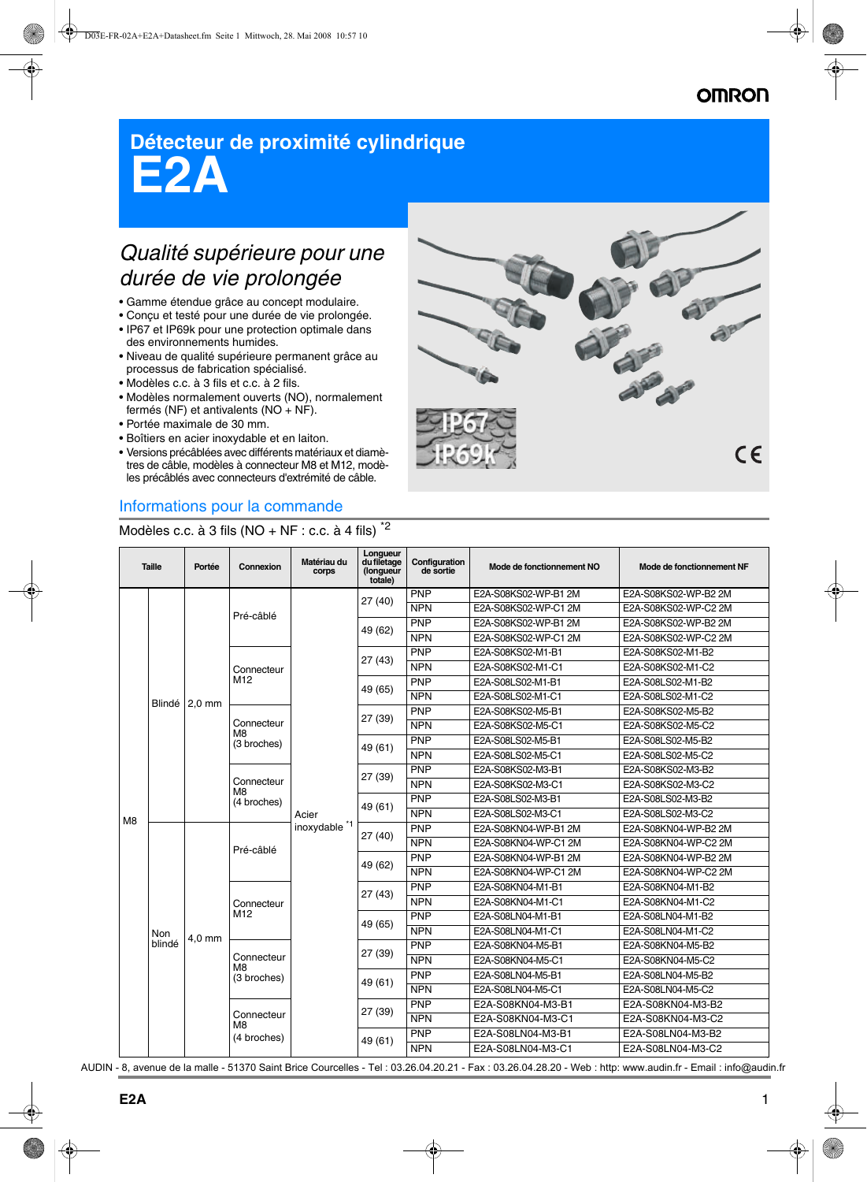# Détecteur de proximité cylindrique

# E2A

## *Qualité supérieure pour une durée de vie prolongée*

- Gamme étendue grâce au concept modulaire.
- Conçu et testé pour une durée de vie prolongée.
- IP67 et IP69k pour une protection optimale dans des environnements humides.
- Niveau de qualité supérieure permanent grâce au processus de fabrication spécialisé.
- Modèles c.c. à 3 fils et c.c. à 2 fils.
- Modèles normalement ouverts (NO), normalement fermés (NF) et antivalents (NO + NF).
- Portée maximale de 30 mm.
- Boîtiers en acier inoxydable et en laiton.
- Versions précâblées avec différents matériaux et diamètres de câble, modèles à connecteur M8 et M12, modèles précâblés avec connecteurs d'extrémité de câble.

IP67
IP69k

## Informations pour la commande

Modèles c.c. à 3 fils (NO + NF : c.c. à 4 fils) *2

| Taille | | Portée | Connexion | Matériau du corps | Longueur du filetage (longueur totale) | Configuration de sortie | Mode de fonctionnement NO | Mode de fonctionnement NF |
|---|---|---|---|---|---|---|---|---|
| M8 | Blindé | 2,0 mm | Pré-câblé | Acier inoxydable *1 | 27 (40) | PNP | E2A-S08KS02-WP-B1 2M | E2A-S08KS02-WP-B2 2M |
| | | | | | | NPN | E2A-S08KS02-WP-C1 2M | E2A-S08KS02-WP-C2 2M |
| | | | | | 49 (62) | PNP | E2A-S08KS02-WP-B1 2M | E2A-S08KS02-WP-B2 2M |
| | | | | | | NPN | E2A-S08KS02-WP-C1 2M | E2A-S08KS02-WP-C2 2M |
| | | | Connecteur M12 | | 27 (43) | PNP | E2A-S08KS02-M1-B1 | E2A-S08KS02-M1-B2 |
| | | | | | | NPN | E2A-S08KS02-M1-C1 | E2A-S08KS02-M1-C2 |
| | | | | | 49 (65) | PNP | E2A-S08LS02-M1-B1 | E2A-S08LS02-M1-B2 |
| | | | | | | NPN | E2A-S08LS02-M1-C1 | E2A-S08LS02-M1-C2 |
| | | | Connecteur M8 (3 broches) | | 27 (39) | PNP | E2A-S08KS02-M5-B1 | E2A-S08KS02-M5-B2 |
| | | | | | | NPN | E2A-S08KS02-M5-C1 | E2A-S08KS02-M5-C2 |
| | | | | | 49 (61) | PNP | E2A-S08LS02-M5-B1 | E2A-S08LS02-M5-B2 |
| | | | | | | NPN | E2A-S08LS02-M5-C1 | E2A-S08LS02-M5-C2 |
| | | | Connecteur M8 (4 broches) | | 27 (39) | PNP | E2A-S08KS02-M3-B1 | E2A-S08KS02-M3-B2 |
| | | | | | | NPN | E2A-S08KS02-M3-C1 | E2A-S08KS02-M3-C2 |
| | | | | | 49 (61) | PNP | E2A-S08LS02-M3-B1 | E2A-S08LS02-M3-B2 |
| | | | | | | NPN | E2A-S08LS02-M3-C1 | E2A-S08LS02-M3-C2 |
| | Non blindé | 4,0 mm | Pré-câblé | | 27 (40) | PNP | E2A-S08KN04-WP-B1 2M | E2A-S08KN04-WP-B2 2M |
| | | | | | | NPN | E2A-S08KN04-WP-C1 2M | E2A-S08KN04-WP-C2 2M |
| | | | | | 49 (62) | PNP | E2A-S08KN04-WP-B1 2M | E2A-S08KN04-WP-B2 2M |
| | | | | | | NPN | E2A-S08KN04-WP-C1 2M | E2A-S08KN04-WP-C2 2M |
| | | | Connecteur M12 | | 27 (43) | PNP | E2A-S08KN04-M1-B1 | E2A-S08KN04-M1-B2 |
| | | | | | | NPN | E2A-S08KN04-M1-C1 | E2A-S08KN04-M1-C2 |
| | | | | | 49 (65) | PNP | E2A-S08LN04-M1-B1 | E2A-S08LN04-M1-B2 |
| | | | | | | NPN | E2A-S08LN04-M1-C1 | E2A-S08LN04-M1-C2 |
| | | | Connecteur M8 (3 broches) | | 27 (39) | PNP | E2A-S08KN04-M5-B1 | E2A-S08KN04-M5-B2 |
| | | | | | | NPN | E2A-S08KN04-M5-C1 | E2A-S08KN04-M5-C2 |
| | | | | | 49 (61) | PNP | E2A-S08LN04-M5-B1 | E2A-S08LN04-M5-B2 |
| | | | | | | NPN | E2A-S08LN04-M5-C1 | E2A-S08LN04-M5-C2 |
| | | | Connecteur M8 (4 broches) | | 27 (39) | PNP | E2A-S08KN04-M3-B1 | E2A-S08KN04-M3-B2 |
| | | | | | | NPN | E2A-S08KN04-M3-C1 | E2A-S08KN04-M3-C2 |
| | | | | | 49 (61) | PNP | E2A-S08LN04-M3-B1 | E2A-S08LN04-M3-B2 |
| | | | | | | NPN | E2A-S08LN04-M3-C1 | E2A-S08LN04-M3-C2 |

AUDIN - 8, avenue de la malle - 51370 Saint Brice Courcelles - Tel : 03.26.04.20.21 - Fax : 03.26.04.28.20 - Web : http: www.audin.fr - Email : info@audin.fr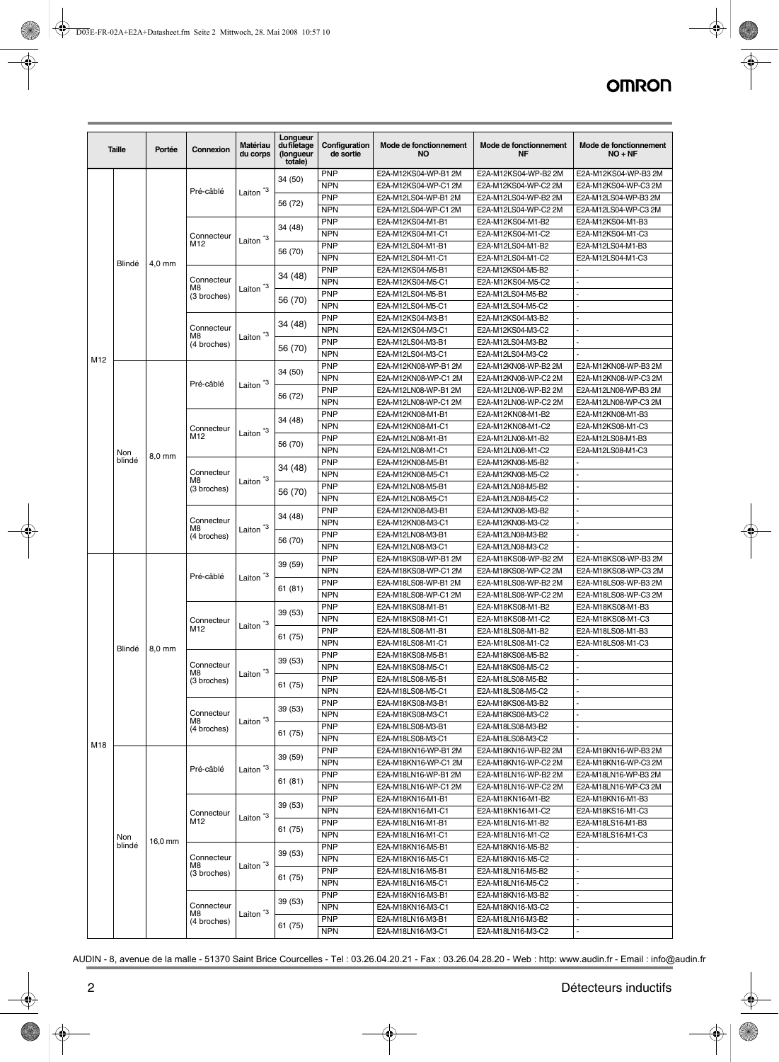| Taille | | Portée | Connexion | Matériau du corps | Longueur du filetage (longueur totale) | Configuration de sortie | Mode de fonctionnement NO | Mode de fonctionnement NF | Mode de fonctionnement NO + NF |
|---|---|---|---|---|---|---|---|---|---|
| M12 | Blindé | 4,0 mm | Pré-câblé | Laiton *3 | 34 (50) | PNP | E2A-M12KS04-WP-B1 2M | E2A-M12KS04-WP-B2 2M | E2A-M12KS04-WP-B3 2M |
| | | | | | | NPN | E2A-M12KS04-WP-C1 2M | E2A-M12KS04-WP-C2 2M | E2A-M12KS04-WP-C3 2M |
| | | | | | 56 (72) | PNP | E2A-M12LS04-WP-B1 2M | E2A-M12LS04-WP-B2 2M | E2A-M12LS04-WP-B3 2M |
| | | | | | | NPN | E2A-M12LS04-WP-C1 2M | E2A-M12LS04-WP-C2 2M | E2A-M12LS04-WP-C3 2M |
| | | | Connecteur M12 | Laiton *3 | 34 (48) | PNP | E2A-M12KS04-M1-B1 | E2A-M12KS04-M1-B2 | E2A-M12KS04-M1-B3 |
| | | | | | | NPN | E2A-M12KS04-M1-C1 | E2A-M12KS04-M1-C2 | E2A-M12KS04-M1-C3 |
| | | | | | 56 (70) | PNP | E2A-M12LS04-M1-B1 | E2A-M12LS04-M1-B2 | E2A-M12LS04-M1-B3 |
| | | | | | | NPN | E2A-M12LS04-M1-C1 | E2A-M12LS04-M1-C2 | E2A-M12LS04-M1-C3 |
| | | | Connecteur M8 (3 broches) | Laiton *3 | 34 (48) | PNP | E2A-M12KS04-M5-B1 | E2A-M12KS04-M5-B2 | - |
| | | | | | | NPN | E2A-M12KS04-M5-C1 | E2A-M12KS04-M5-C2 | - |
| | | | | | 56 (70) | PNP | E2A-M12LS04-M5-B1 | E2A-M12LS04-M5-B2 | - |
| | | | | | | NPN | E2A-M12LS04-M5-C1 | E2A-M12LS04-M5-C2 | - |
| | | | Connecteur M8 (4 broches) | Laiton *3 | 34 (48) | PNP | E2A-M12KS04-M3-B1 | E2A-M12KS04-M3-B2 | - |
| | | | | | | NPN | E2A-M12KS04-M3-C1 | E2A-M12KS04-M3-C2 | - |
| | | | | | 56 (70) | PNP | E2A-M12LS04-M3-B1 | E2A-M12LS04-M3-B2 | - |
| | | | | | | NPN | E2A-M12LS04-M3-C1 | E2A-M12LS04-M3-C2 | - |
| | Non blindé | 8,0 mm | Pré-câblé | Laiton *3 | 34 (50) | PNP | E2A-M12KN08-WP-B1 2M | E2A-M12KN08-WP-B2 2M | E2A-M12KN08-WP-B3 2M |
| | | | | | | NPN | E2A-M12KN08-WP-C1 2M | E2A-M12KN08-WP-C2 2M | E2A-M12KN08-WP-C3 2M |
| | | | | | 56 (72) | PNP | E2A-M12LN08-WP-B1 2M | E2A-M12LN08-WP-B2 2M | E2A-M12LN08-WP-B3 2M |
| | | | | | | NPN | E2A-M12LN08-WP-C1 2M | E2A-M12LN08-WP-C2 2M | E2A-M12LN08-WP-C3 2M |
| | | | Connecteur M12 | Laiton *3 | 34 (48) | PNP | E2A-M12KN08-M1-B1 | E2A-M12KN08-M1-B2 | E2A-M12KN08-M1-B3 |
| | | | | | | NPN | E2A-M12KN08-M1-C1 | E2A-M12KN08-M1-C2 | E2A-M12KS08-M1-C3 |
| | | | | | 56 (70) | PNP | E2A-M12LN08-M1-B1 | E2A-M12LN08-M1-B2 | E2A-M12LS08-M1-B3 |
| | | | | | | NPN | E2A-M12LN08-M1-C1 | E2A-M12LN08-M1-C2 | E2A-M12LS08-M1-C3 |
| | | | Connecteur M8 (3 broches) | Laiton *3 | 34 (48) | PNP | E2A-M12KN08-M5-B1 | E2A-M12KN08-M5-B2 | - |
| | | | | | | NPN | E2A-M12KN08-M5-C1 | E2A-M12KN08-M5-C2 | - |
| | | | | | 56 (70) | PNP | E2A-M12LN08-M5-B1 | E2A-M12LN08-M5-B2 | - |
| | | | | | | NPN | E2A-M12LN08-M5-C1 | E2A-M12LN08-M5-C2 | - |
| | | | Connecteur M8 (4 broches) | Laiton *3 | 34 (48) | PNP | E2A-M12KN08-M3-B1 | E2A-M12KN08-M3-B2 | - |
| | | | | | | NPN | E2A-M12KN08-M3-C1 | E2A-M12KN08-M3-C2 | - |
| | | | | | 56 (70) | PNP | E2A-M12LN08-M3-B1 | E2A-M12LN08-M3-B2 | - |
| | | | | | | NPN | E2A-M12LN08-M3-C1 | E2A-M12LN08-M3-C2 | - |
| M18 | Blindé | 8,0 mm | Pré-câblé | Laiton *3 | 39 (59) | PNP | E2A-M18KS08-WP-B1 2M | E2A-M18KS08-WP-B2 2M | E2A-M18KS08-WP-B3 2M |
| | | | | | | NPN | E2A-M18KS08-WP-C1 2M | E2A-M18KS08-WP-C2 2M | E2A-M18KS08-WP-C3 2M |
| | | | | | 61 (81) | PNP | E2A-M18LS08-WP-B1 2M | E2A-M18LS08-WP-B2 2M | E2A-M18LS08-WP-B3 2M |
| | | | | | | NPN | E2A-M18LS08-WP-C1 2M | E2A-M18LS08-WP-C2 2M | E2A-M18LS08-WP-C3 2M |
| | | | Connecteur M12 | Laiton *3 | 39 (53) | PNP | E2A-M18KS08-M1-B1 | E2A-M18KS08-M1-B2 | E2A-M18KS08-M1-B3 |
| | | | | | | NPN | E2A-M18KS08-M1-C1 | E2A-M18KS08-M1-C2 | E2A-M18KS08-M1-C3 |
| | | | | | 61 (75) | PNP | E2A-M18LS08-M1-B1 | E2A-M18LS08-M1-B2 | E2A-M18LS08-M1-B3 |
| | | | | | | NPN | E2A-M18LS08-M1-C1 | E2A-M18LS08-M1-C2 | E2A-M18LS08-M1-C3 |
| | | | Connecteur M8 (3 broches) | Laiton *3 | 39 (53) | PNP | E2A-M18KS08-M5-B1 | E2A-M18KS08-M5-B2 | - |
| | | | | | | NPN | E2A-M18KS08-M5-C1 | E2A-M18KS08-M5-C2 | - |
| | | | | | 61 (75) | PNP | E2A-M18LS08-M5-B1 | E2A-M18LS08-M5-B2 | - |
| | | | | | | NPN | E2A-M18LS08-M5-C1 | E2A-M18LS08-M5-C2 | - |
| | | | Connecteur M8 (4 broches) | Laiton *3 | 39 (53) | PNP | E2A-M18KS08-M3-B1 | E2A-M18KS08-M3-B2 | - |
| | | | | | | NPN | E2A-M18KS08-M3-C1 | E2A-M18KS08-M3-C2 | - |
| | | | | | 61 (75) | PNP | E2A-M18LS08-M3-B1 | E2A-M18LS08-M3-B2 | - |
| | | | | | | NPN | E2A-M18LS08-M3-C1 | E2A-M18LS08-M3-C2 | - |
| | Non blindé | 16,0 mm | Pré-câblé | Laiton *3 | 39 (59) | PNP | E2A-M18KN16-WP-B1 2M | E2A-M18KN16-WP-B2 2M | E2A-M18KN16-WP-B3 2M |
| | | | | | | NPN | E2A-M18KN16-WP-C1 2M | E2A-M18KN16-WP-C2 2M | E2A-M18KN16-WP-C3 2M |
| | | | | | 61 (81) | PNP | E2A-M18LN16-WP-B1 2M | E2A-M18LN16-WP-B2 2M | E2A-M18LN16-WP-B3 2M |
| | | | | | | NPN | E2A-M18LN16-WP-C1 2M | E2A-M18LN16-WP-C2 2M | E2A-M18LN16-WP-C3 2M |
| | | | Connecteur M12 | Laiton *3 | 39 (53) | PNP | E2A-M18KN16-M1-B1 | E2A-M18KN16-M1-B2 | E2A-M18KN16-M1-B3 |
| | | | | | | NPN | E2A-M18KN16-M1-C1 | E2A-M18KN16-M1-C2 | E2A-M18KS16-M1-C3 |
| | | | | | 61 (75) | PNP | E2A-M18LN16-M1-B1 | E2A-M18LN16-M1-B2 | E2A-M18LS16-M1-B3 |
| | | | | | | NPN | E2A-M18LN16-M1-C1 | E2A-M18LN16-M1-C2 | E2A-M18LS16-M1-C3 |
| | | | Connecteur M8 (3 broches) | Laiton *3 | 39 (53) | PNP | E2A-M18KN16-M5-B1 | E2A-M18KN16-M5-B2 | - |
| | | | | | | NPN | E2A-M18KN16-M5-C1 | E2A-M18KN16-M5-C2 | - |
| | | | | | 61 (75) | PNP | E2A-M18LN16-M5-B1 | E2A-M18LN16-M5-B2 | - |
| | | | | | | NPN | E2A-M18LN16-M5-C1 | E2A-M18LN16-M5-C2 | - |
| | | | Connecteur M8 (4 broches) | Laiton *3 | 39 (53) | PNP | E2A-M18KN16-M3-B1 | E2A-M18KN16-M3-B2 | - |
| | | | | | | NPN | E2A-M18KN16-M3-C1 | E2A-M18KN16-M3-C2 | - |
| | | | | | 61 (75) | PNP | E2A-M18LN16-M3-B1 | E2A-M18LN16-M3-B2 | - |
| | | | | | | NPN | E2A-M18LN16-M3-C1 | E2A-M18LN16-M3-C2 | - |

AUDIN - 8, avenue de la malle - 51370 Saint Brice Courcelles - Tel : 03.26.04.20.21 - Fax : 03.26.04.28.20 - Web : http: www.audin.fr - Email : info@audin.fr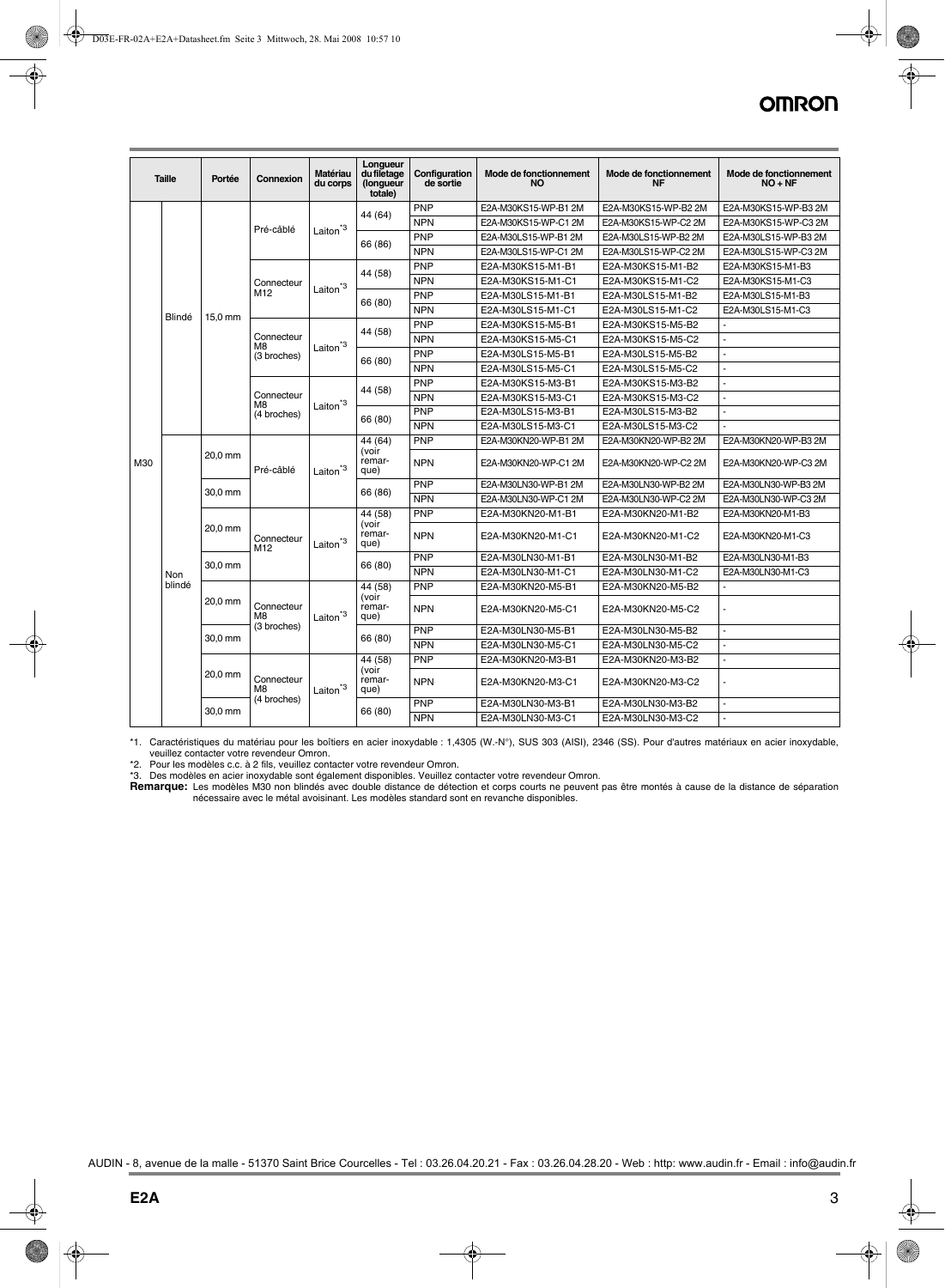| Taille | | Portée | Connexion | Matériau du corps | Longueur du filetage (longueur totale) | Configuration de sortie | Mode de fonctionnement NO | Mode de fonctionnement NF | Mode de fonctionnement NO + NF |
|---|---|---|---|---|---|---|---|---|---|
| M30 | Blindé | 15,0 mm | Pré-câblé | Laiton[*3] | 44 (64) | PNP | E2A-M30KS15-WP-B1 2M | E2A-M30KS15-WP-B2 2M | E2A-M30KS15-WP-B3 2M |
| | | | | | | NPN | E2A-M30KS15-WP-C1 2M | E2A-M30KS15-WP-C2 2M | E2A-M30KS15-WP-C3 2M |
| | | | | | 66 (86) | PNP | E2A-M30LS15-WP-B1 2M | E2A-M30LS15-WP-B2 2M | E2A-M30LS15-WP-B3 2M |
| | | | | | | NPN | E2A-M30LS15-WP-C1 2M | E2A-M30LS15-WP-C2 2M | E2A-M30LS15-WP-C3 2M |
| | | | Connecteur M12 | Laiton[*3] | 44 (58) | PNP | E2A-M30KS15-M1-B1 | E2A-M30KS15-M1-B2 | E2A-M30KS15-M1-B3 |
| | | | | | | NPN | E2A-M30KS15-M1-C1 | E2A-M30KS15-M1-C2 | E2A-M30KS15-M1-C3 |
| | | | | | 66 (80) | PNP | E2A-M30LS15-M1-B1 | E2A-M30LS15-M1-B2 | E2A-M30LS15-M1-B3 |
| | | | | | | NPN | E2A-M30LS15-M1-C1 | E2A-M30LS15-M1-C2 | E2A-M30LS15-M1-C3 |
| | | | Connecteur M8 (3 broches) | Laiton[*3] | 44 (58) | PNP | E2A-M30KS15-M5-B1 | E2A-M30KS15-M5-B2 | - |
| | | | | | | NPN | E2A-M30KS15-M5-C1 | E2A-M30KS15-M5-C2 | - |
| | | | | | 66 (80) | PNP | E2A-M30LS15-M5-B1 | E2A-M30LS15-M5-B2 | - |
| | | | | | | NPN | E2A-M30LS15-M5-C1 | E2A-M30LS15-M5-C2 | - |
| | | | Connecteur M8 (4 broches) | Laiton[*3] | 44 (58) | PNP | E2A-M30KS15-M3-B1 | E2A-M30KS15-M3-B2 | - |
| | | | | | | NPN | E2A-M30KS15-M3-C1 | E2A-M30KS15-M3-C2 | - |
| | | | | | 66 (80) | PNP | E2A-M30LS15-M3-B1 | E2A-M30LS15-M3-B2 | - |
| | | | | | | NPN | E2A-M30LS15-M3-C1 | E2A-M30LS15-M3-C2 | - |
| | Non blindé | 20,0 mm | Pré-câblé | Laiton[*3] | 44 (64) (voir remarque) | PNP | E2A-M30KN20-WP-B1 2M | E2A-M30KN20-WP-B2 2M | E2A-M30KN20-WP-B3 2M |
| | | | | | | NPN | E2A-M30KN20-WP-C1 2M | E2A-M30KN20-WP-C2 2M | E2A-M30KN20-WP-C3 2M |
| | | 30,0 mm | | | 66 (86) | PNP | E2A-M30LN30-WP-B1 2M | E2A-M30LN30-WP-B2 2M | E2A-M30LN30-WP-B3 2M |
| | | | | | | NPN | E2A-M30LN30-WP-C1 2M | E2A-M30LN30-WP-C2 2M | E2A-M30LN30-WP-C3 2M |
| | | 20,0 mm | Connecteur M12 | Laiton[*3] | 44 (58) (voir remarque) | PNP | E2A-M30KN20-M1-B1 | E2A-M30KN20-M1-B2 | E2A-M30KN20-M1-B3 |
| | | | | | | NPN | E2A-M30KN20-M1-C1 | E2A-M30KN20-M1-C2 | E2A-M30KN20-M1-C3 |
| | | 30,0 mm | | | 66 (80) | PNP | E2A-M30LN30-M1-B1 | E2A-M30LN30-M1-B2 | E2A-M30LN30-M1-B3 |
| | | | | | | NPN | E2A-M30LN30-M1-C1 | E2A-M30LN30-M1-C2 | E2A-M30LN30-M1-C3 |
| | | 20,0 mm | Connecteur M8 (3 broches) | Laiton[*3] | 44 (58) (voir remarque) | PNP | E2A-M30KN20-M5-B1 | E2A-M30KN20-M5-B2 | - |
| | | | | | | NPN | E2A-M30KN20-M5-C1 | E2A-M30KN20-M5-C2 | - |
| | | 30,0 mm | | | 66 (80) | PNP | E2A-M30LN30-M5-B1 | E2A-M30LN30-M5-B2 | - |
| | | | | | | NPN | E2A-M30LN30-M5-C1 | E2A-M30LN30-M5-C2 | - |
| | | 20,0 mm | Connecteur M8 (4 broches) | Laiton[*3] | 44 (58) (voir remarque) | PNP | E2A-M30KN20-M3-B1 | E2A-M30KN20-M3-B2 | - |
| | | | | | | NPN | E2A-M30KN20-M3-C1 | E2A-M30KN20-M3-C2 | - |
| | | 30,0 mm | | | 66 (80) | PNP | E2A-M30LN30-M3-B1 | E2A-M30LN30-M3-B2 | - |
| | | | | | | NPN | E2A-M30LN30-M3-C1 | E2A-M30LN30-M3-C2 | - |

*1. Caractéristiques du matériau pour les boîtiers en acier inoxydable : 1,4305 (W.-N°), SUS 303 (AISI), 2346 (SS). Pour d'autres matériaux en acier inoxydable, veuillez contacter votre revendeur Omron.
*2. Pour les modèles c.c. à 2 fils, veuillez contacter votre revendeur Omron.
*3. Des modèles en acier inoxydable sont également disponibles. Veuillez contacter votre revendeur Omron.

**Remarque:** Les modèles M30 non blindés avec double distance de détection et corps courts ne peuvent pas être montés à cause de la distance de séparation nécessaire avec le métal avoisinant. Les modèles standard sont en revanche disponibles.

AUDIN - 8, avenue de la malle - 51370 Saint Brice Courcelles - Tel : 03.26.04.20.21 - Fax : 03.26.04.28.20 - Web : http: www.audin.fr - Email : info@audin.fr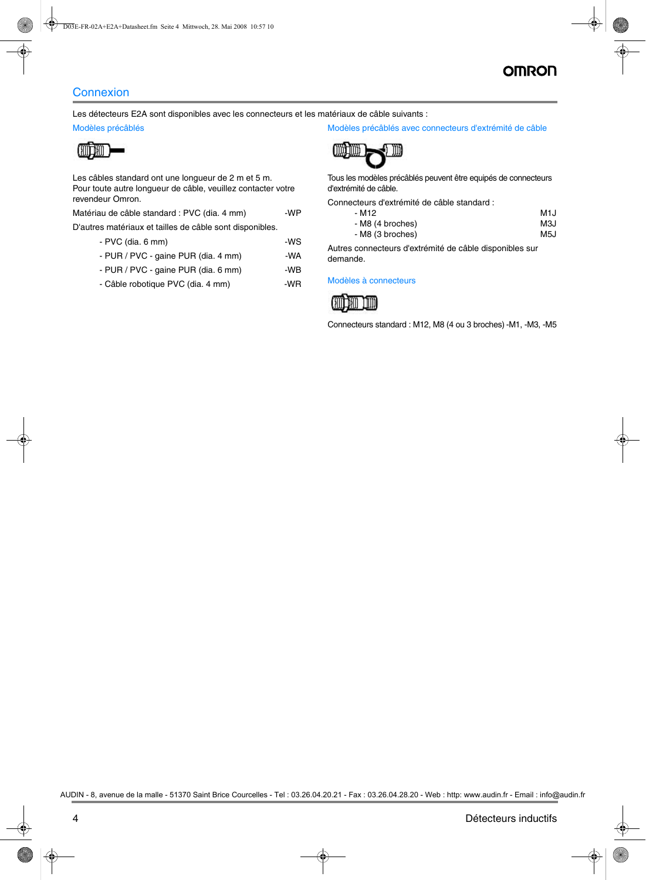# Connexion

Les détecteurs E2A sont disponibles avec les connecteurs et les matériaux de câble suivants :

### Modèles précâblés

Les câbles standard ont une longueur de 2 m et 5 m.
Pour toute autre longueur de câble, veuillez contacter votre revendeur Omron.

| | |
|---|---|
| Matériau de câble standard : PVC (dia. 4 mm) | -WP |

D'autres matériaux et tailles de câble sont disponibles.

| | |
|---|---|
| - PVC (dia. 6 mm) | -WS |
| - PUR / PVC - gaine PUR (dia. 4 mm) | -WA |
| - PUR / PVC - gaine PUR (dia. 6 mm) | -WB |
| - Câble robotique PVC (dia. 4 mm) | -WR |

### Modèles précâblés avec connecteurs d'extrémité de câble

Tous les modèles précâblés peuvent être equipés de connecteurs d'extrémité de câble.

Connecteurs d'extrémité de câble standard :

| | |
|---|---|
| - M12 | M1J |
| - M8 (4 broches) | M3J |
| - M8 (3 broches) | M5J |

Autres connecteurs d'extrémité de câble disponibles sur demande.

### Modèles à connecteurs

Connecteurs standard : M12, M8 (4 ou 3 broches) -M1, -M3, -M5

AUDIN - 8, avenue de la malle - 51370 Saint Brice Courcelles - Tel : 03.26.04.20.21 - Fax : 03.26.04.28.20 - Web : http: www.audin.fr - Email : info@audin.fr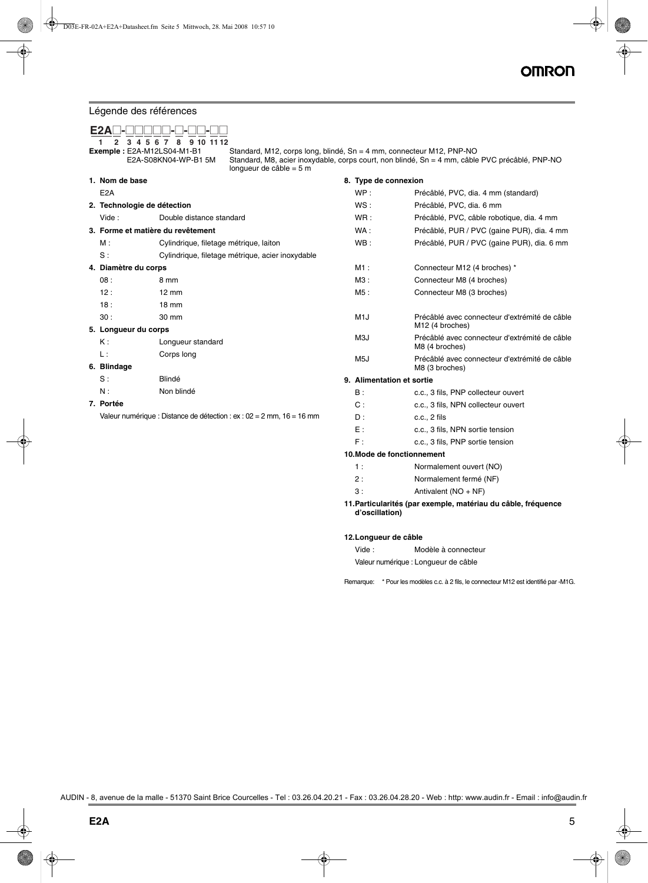## Légende des références

**E2A□-□□□□□-□-□□-□□**

1 2 3 4 5 6 7 8 9 10 11 12

**Exemple :** E2A-M12LS04-M1-B1 — Standard, M12, corps long, blindé, Sn = 4 mm, connecteur M12, PNP-NO

E2A-S08KN04-WP-B1 5M — Standard, M8, acier inoxydable, corps court, non blindé, Sn = 4 mm, câble PVC précâblé, PNP-NO longueur de câble = 5 m

**1. Nom de base**

E2A

**2. Technologie de détection**

| | |
|---|---|
| Vide : | Double distance standard |

**3. Forme et matière du revêtement**

| | |
|---|---|
| M : | Cylindrique, filetage métrique, laiton |
| S : | Cylindrique, filetage métrique, acier inoxydable |

**4. Diamètre du corps**

| | |
|---|---|
| 08 : | 8 mm |
| 12 : | 12 mm |
| 18 : | 18 mm |
| 30 : | 30 mm |

**5. Longueur du corps**

| | |
|---|---|
| K : | Longueur standard |
| L : | Corps long |

**6. Blindage**

| | |
|---|---|
| S : | Blindé |
| N : | Non blindé |

**7. Portée**

Valeur numérique : Distance de détection : ex : 02 = 2 mm, 16 = 16 mm

**8. Type de connexion**

| | |
|---|---|
| WP : | Précâblé, PVC, dia. 4 mm (standard) |
| WS : | Précâblé, PVC, dia. 6 mm |
| WR : | Précâblé, PVC, câble robotique, dia. 4 mm |
| WA : | Précâblé, PUR / PVC (gaine PUR), dia. 4 mm |
| WB : | Précâblé, PUR / PVC (gaine PUR), dia. 6 mm |
| M1 : | Connecteur M12 (4 broches) * |
| M3 : | Connecteur M8 (4 broches) |
| M5 : | Connecteur M8 (3 broches) |
| M1J | Précâblé avec connecteur d'extrémité de câble M12 (4 broches) |
| M3J | Précâblé avec connecteur d'extrémité de câble M8 (4 broches) |
| M5J | Précâblé avec connecteur d'extrémité de câble M8 (3 broches) |

**9. Alimentation et sortie**

| | |
|---|---|
| B : | c.c., 3 fils, PNP collecteur ouvert |
| C : | c.c., 3 fils, NPN collecteur ouvert |
| D : | c.c., 2 fils |
| E : | c.c., 3 fils, NPN sortie tension |
| F : | c.c., 3 fils, PNP sortie tension |

**10. Mode de fonctionnement**

| | |
|---|---|
| 1 : | Normalement ouvert (NO) |
| 2 : | Normalement fermé (NF) |
| 3 : | Antivalent (NO + NF) |

**11. Particularités (par exemple, matériau du câble, fréquence d'oscillation)**

**12. Longueur de câble**

| | |
|---|---|
| Vide : | Modèle à connecteur |

Valeur numérique : Longueur de câble

Remarque: * Pour les modèles c.c. à 2 fils, le connecteur M12 est identifié par -M1G.

AUDIN - 8, avenue de la malle - 51370 Saint Brice Courcelles - Tel : 03.26.04.20.21 - Fax : 03.26.04.28.20 - Web : http: www.audin.fr - Email : info@audin.fr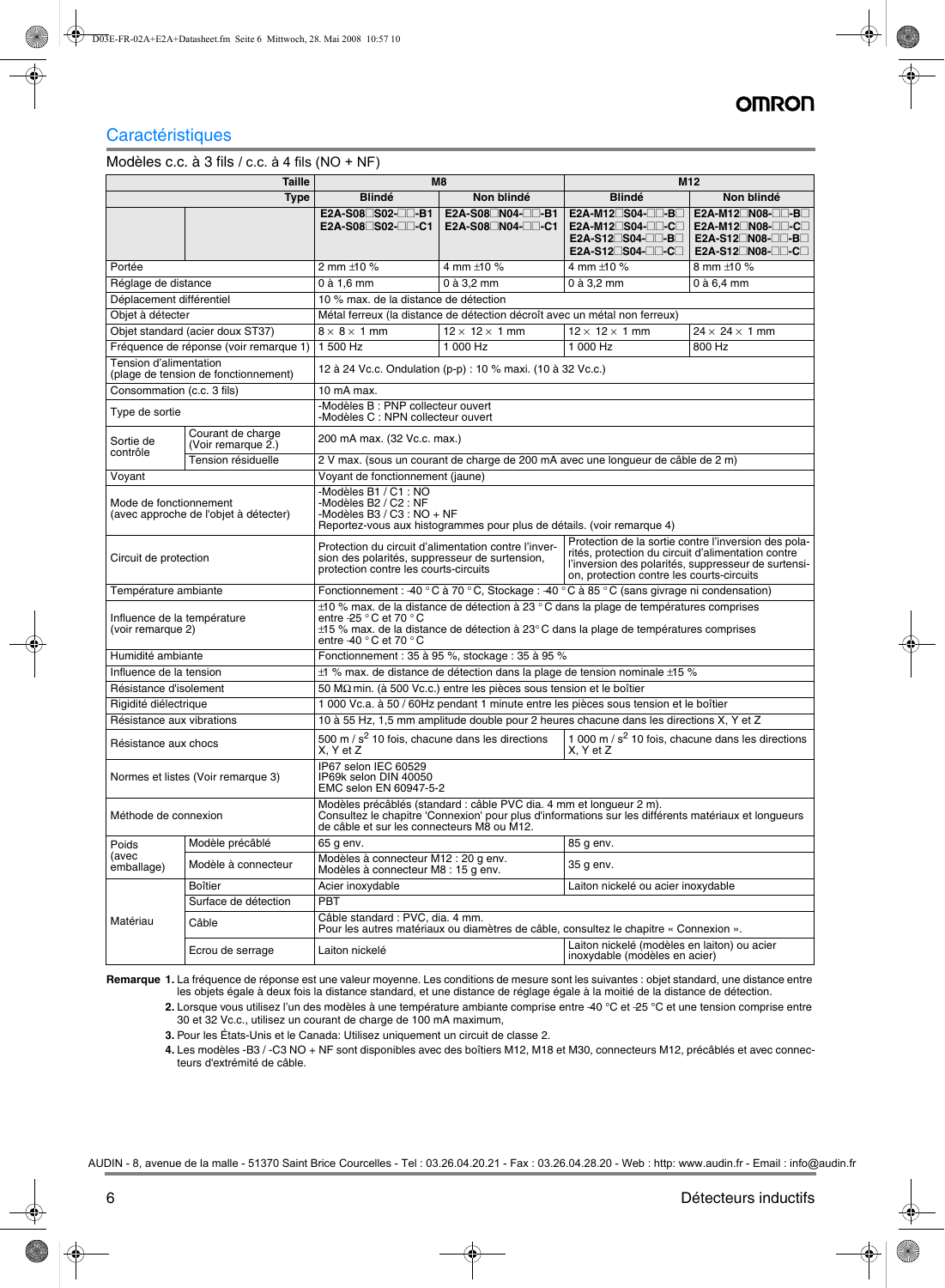## Caractéristiques

### Modèles c.c. à 3 fils / c.c. à 4 fils (NO + NF)

| | Taille | M8 | | M12 | |
|---|---|---|---|---|---|
| | Type | Blindé | Non blindé | Blindé | Non blindé |
| | | E2A-S08□S02-□□-B1<br>E2A-S08□S02-□□-C1 | E2A-S08□N04-□□-B1<br>E2A-S08□N04-□□-C1 | E2A-M12□S04-□□-B□<br>E2A-M12□S04-□□-C□<br>E2A-S12□S04-□□-B□<br>E2A-S12□S04-□□-C□ | E2A-M12□N08-□□-B□<br>E2A-M12□N08-□□-C□<br>E2A-S12□N08-□□-B□<br>E2A-S12□N08-□□-C□ |
| Portée | | 2 mm ±10 % | 4 mm ±10 % | 4 mm ±10 % | 8 mm ±10 % |
| Réglage de distance | | 0 à 1,6 mm | 0 à 3,2 mm | 0 à 3,2 mm | 0 à 6,4 mm |
| Déplacement différentiel | | 10 % max. de la distance de détection | | | |
| Objet à détecter | | Métal ferreux (la distance de détection décroît avec un métal non ferreux) | | | |
| Objet standard (acier doux ST37) | | 8 × 8 × 1 mm | 12 × 12 × 1 mm | 12 × 12 × 1 mm | 24 × 24 × 1 mm |
| Fréquence de réponse (voir remarque 1) | | 1 500 Hz | 1 000 Hz | 1 000 Hz | 800 Hz |
| Tension d'alimentation (plage de tension de fonctionnement) | | 12 à 24 Vc.c. Ondulation (p-p) : 10 % maxi. (10 à 32 Vc.c.) | | | |
| Consommation (c.c. 3 fils) | | 10 mA max. | | | |
| Type de sortie | | -Modèles B : PNP collecteur ouvert<br>-Modèles C : NPN collecteur ouvert | | | |
| Sortie de contrôle | Courant de charge (Voir remarque 2.) | 200 mA max. (32 Vc.c. max.) | | | |
| | Tension résiduelle | 2 V max. (sous un courant de charge de 200 mA avec une longueur de câble de 2 m) | | | |
| Voyant | | Voyant de fonctionnement (jaune) | | | |
| Mode de fonctionnement (avec approche de l'objet à détecter) | | -Modèles B1 / C1 : NO<br>-Modèles B2 / C2 : NF<br>-Modèles B3 / C3 : NO + NF<br>Reportez-vous aux histogrammes pour plus de détails. (voir remarque 4) | | | |
| Circuit de protection | | Protection du circuit d'alimentation contre l'inversion des polarités, suppresseur de surtension, protection contre les courts-circuits | | Protection de la sortie contre l'inversion des polarités, protection du circuit d'alimentation contre l'inversion des polarités, suppresseur de surtension, protection contre les courts-circuits | |
| Température ambiante | | Fonctionnement : -40 °C à 70 °C, Stockage : -40 °C à 85 °C (sans givrage ni condensation) | | | |
| Influence de la température (voir remarque 2) | | ±10 % max. de la distance de détection à 23 °C dans la plage de températures comprises entre -25 °C et 70 °C<br>±15 % max. de la distance de détection à 23 °C dans la plage de températures comprises entre -40 °C et 70 °C | | | |
| Humidité ambiante | | Fonctionnement : 35 à 95 %, stockage : 35 à 95 % | | | |
| Influence de la tension | | ±1 % max. de distance de détection dans la plage de tension nominale ±15 % | | | |
| Résistance d'isolement | | 50 MΩ min. (à 500 Vc.c.) entre les pièces sous tension et le boîtier | | | |
| Rigidité diélectrique | | 1 000 Vc.a. à 50 / 60Hz pendant 1 minute entre les pièces sous tension et le boîtier | | | |
| Résistance aux vibrations | | 10 à 55 Hz, 1,5 mm amplitude double pour 2 heures chacune dans les directions X, Y et Z | | | |
| Résistance aux chocs | | 500 m / $s^2$ 10 fois, chacune dans les directions X, Y et Z | | 1 000 m / $s^2$ 10 fois, chacune dans les directions X, Y et Z | |
| Normes et listes (Voir remarque 3) | | IP67 selon IEC 60529<br>IP69k selon DIN 40050<br>EMC selon EN 60947-5-2 | | | |
| Méthode de connexion | | Modèles précâblés (standard : câble PVC dia. 4 mm et longueur 2 m).<br>Consultez le chapitre 'Connexion' pour plus d'informations sur les différents matériaux et longueurs de câble et sur les connecteurs M8 ou M12. | | | |
| Poids (avec emballage) | Modèle précâblé | 65 g env. | | 85 g env. | |
| | Modèle à connecteur | Modèles à connecteur M12 : 20 g env.<br>Modèles à connecteur M8 : 15 g env. | | 35 g env. | |
| Matériau | Boîtier | Acier inoxydable | | Laiton nickelé ou acier inoxydable | |
| | Surface de détection | PBT | | | |
| | Câble | Câble standard : PVC, dia. 4 mm.<br>Pour les autres matériaux ou diamètres de câble, consultez le chapitre « Connexion ». | | | |
| | Ecrou de serrage | Laiton nickelé | | Laiton nickelé (modèles en laiton) ou acier inoxydable (modèles en acier) | |

**Remarque**

1. La fréquence de réponse est une valeur moyenne. Les conditions de mesure sont les suivantes : objet standard, une distance entre les objets égale à deux fois la distance standard, et une distance de réglage égale à la moitié de la distance de détection.
2. Lorsque vous utilisez l'un des modèles à une température ambiante comprise entre -40 °C et -25 °C et une tension comprise entre 30 et 32 Vc.c., utilisez un courant de charge de 100 mA maximum,
3. Pour les États-Unis et le Canada: Utilisez uniquement un circuit de classe 2.
4. Les modèles -B3 / -C3 NO + NF sont disponibles avec des boîtiers M12, M18 et M30, connecteurs M12, précâblés et avec connecteurs d'extrémité de câble.

AUDIN - 8, avenue de la malle - 51370 Saint Brice Courcelles - Tel : 03.26.04.20.21 - Fax : 03.26.04.28.20 - Web : http: www.audin.fr - Email : info@audin.fr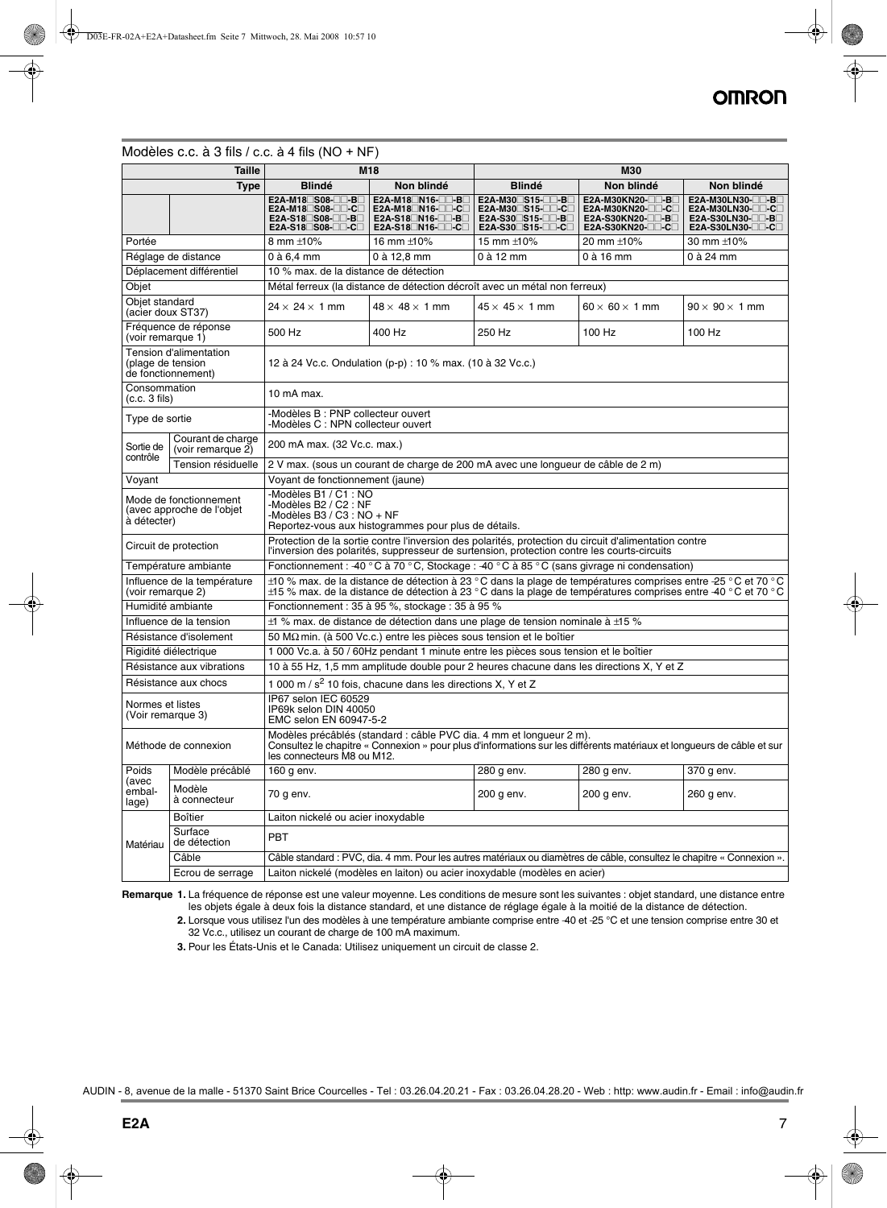## Modèles c.c. à 3 fils / c.c. à 4 fils (NO + NF)

| Taille | | M18 | | M30 | | |
|---|---|---|---|---|---|---|
| **Type** | | **Blindé** | **Non blindé** | **Blindé** | **Non blindé** | **Non blindé** |
| | | E2A-M18☐S08-☐☐-B☐ E2A-M18☐S08-☐☐-C☐ E2A-S18☐S08-☐☐-B☐ E2A-S18☐S08-☐☐-C☐ | E2A-M18☐N16-☐☐-B☐ E2A-M18☐N16-☐☐-C☐ E2A-S18☐N16-☐☐-B☐ E2A-S18☐N16-☐☐-C☐ | E2A-M30☐S15-☐☐-B☐ E2A-M30☐S15-☐☐-C☐ E2A-S30☐S15-☐☐-B☐ E2A-S30☐S15-☐☐-C☐ | E2A-M30KN20-☐☐-B☐ E2A-M30KN20-☐☐-C☐ E2A-S30KN20-☐☐-B☐ E2A-S30KN20-☐☐-C☐ | E2A-M30LN30-☐☐-B☐ E2A-M30LN30-☐☐-C☐ E2A-S30LN30-☐☐-B☐ E2A-S30LN30-☐☐-C☐ |
| Portée | | 8 mm ±10% | 16 mm ±10% | 15 mm ±10% | 20 mm ±10% | 30 mm ±10% |
| Réglage de distance | | 0 à 6,4 mm | 0 à 12,8 mm | 0 à 12 mm | 0 à 16 mm | 0 à 24 mm |
| Déplacement différentiel | | 10 % max. de la distance de détection | | | | |
| Objet | | Métal ferreux (la distance de détection décroît avec un métal non ferreux) | | | | |
| Objet standard (acier doux ST37) | | 24 × 24 × 1 mm | 48 × 48 × 1 mm | 45 × 45 × 1 mm | 60 × 60 × 1 mm | 90 × 90 × 1 mm |
| Fréquence de réponse (voir remarque 1) | | 500 Hz | 400 Hz | 250 Hz | 100 Hz | 100 Hz |
| Tension d'alimentation (plage de tension de fonctionnement) | | 12 à 24 Vc.c. Ondulation (p-p) : 10 % max. (10 à 32 Vc.c.) | | | | |
| Consommation (c.c. 3 fils) | | 10 mA max. | | | | |
| Type de sortie | | -Modèles B : PNP collecteur ouvert<br>-Modèles C : NPN collecteur ouvert | | | | |
| Sortie de contrôle | Courant de charge (voir remarque 2) | 200 mA max. (32 Vc.c. max.) | | | | |
| | Tension résiduelle | 2 V max. (sous un courant de charge de 200 mA avec une longueur de câble de 2 m) | | | | |
| Voyant | | Voyant de fonctionnement (jaune) | | | | |
| Mode de fonctionnement (avec approche de l'objet à détecter) | | -Modèles B1 / C1 : NO<br>-Modèles B2 / C2 : NF<br>-Modèles B3 / C3 : NO + NF<br>Reportez-vous aux histogrammes pour plus de détails. | | | | |
| Circuit de protection | | Protection de la sortie contre l'inversion des polarités, protection du circuit d'alimentation contre l'inversion des polarités, suppresseur de surtension, protection contre les courts-circuits | | | | |
| Température ambiante | | Fonctionnement : -40 °C à 70 °C, Stockage : -40 °C à 85 °C (sans givrage ni condensation) | | | | |
| Influence de la température (voir remarque 2) | | ±10 % max. de la distance de détection à 23 °C dans la plage de températures comprises entre -25 °C et 70 °C<br>±15 % max. de la distance de détection à 23 °C dans la plage de températures comprises entre -40 °C et 70 °C | | | | |
| Humidité ambiante | | Fonctionnement : 35 à 95 %, stockage : 35 à 95 % | | | | |
| Influence de la tension | | ±1 % max. de distance de détection dans une plage de tension nominale à ±15 % | | | | |
| Résistance d'isolement | | 50 MΩ min. (à 500 Vc.c.) entre les pièces sous tension et le boîtier | | | | |
| Rigidité diélectrique | | 1 000 Vc.a. à 50 / 60Hz pendant 1 minute entre les pièces sous tension et le boîtier | | | | |
| Résistance aux vibrations | | 10 à 55 Hz, 1,5 mm amplitude double pour 2 heures chacune dans les directions X, Y et Z | | | | |
| Résistance aux chocs | | 1 000 m / $s^2$ 10 fois, chacune dans les directions X, Y et Z | | | | |
| Normes et listes (Voir remarque 3) | | IP67 selon IEC 60529<br>IP69k selon DIN 40050<br>EMC selon EN 60947-5-2 | | | | |
| Méthode de connexion | | Modèles précâblés (standard : câble PVC dia. 4 mm et longueur 2 m).<br>Consultez le chapitre « Connexion » pour plus d'informations sur les différents matériaux et longueurs de câble et sur les connecteurs M8 ou M12. | | | | |
| Poids (avec emballage) | Modèle précâblé | 160 g env. | | 280 g env. | 280 g env. | 370 g env. |
| | Modèle à connecteur | 70 g env. | | 200 g env. | 200 g env. | 260 g env. |
| Matériau | Boîtier | Laiton nickelé ou acier inoxydable | | | | |
| | Surface de détection | PBT | | | | |
| | Câble | Câble standard : PVC, dia. 4 mm. Pour les autres matériaux ou diamètres de câble, consultez le chapitre « Connexion ». | | | | |
| | Ecrou de serrage | Laiton nickelé (modèles en laiton) ou acier inoxydable (modèles en acier) | | | | |

**Remarque**
1. La fréquence de réponse est une valeur moyenne. Les conditions de mesure sont les suivantes : objet standard, une distance entre les objets égale à deux fois la distance standard, et une distance de réglage égale à la moitié de la distance de détection.
2. Lorsque vous utilisez l'un des modèles à une température ambiante comprise entre -40 et -25 °C et une tension comprise entre 30 et 32 Vc.c., utilisez un courant de charge de 100 mA maximum.
3. Pour les États-Unis et le Canada: Utilisez uniquement un circuit de classe 2.

AUDIN - 8, avenue de la malle - 51370 Saint Brice Courcelles - Tel : 03.26.04.20.21 - Fax : 03.26.04.28.20 - Web : http: www.audin.fr - Email : info@audin.fr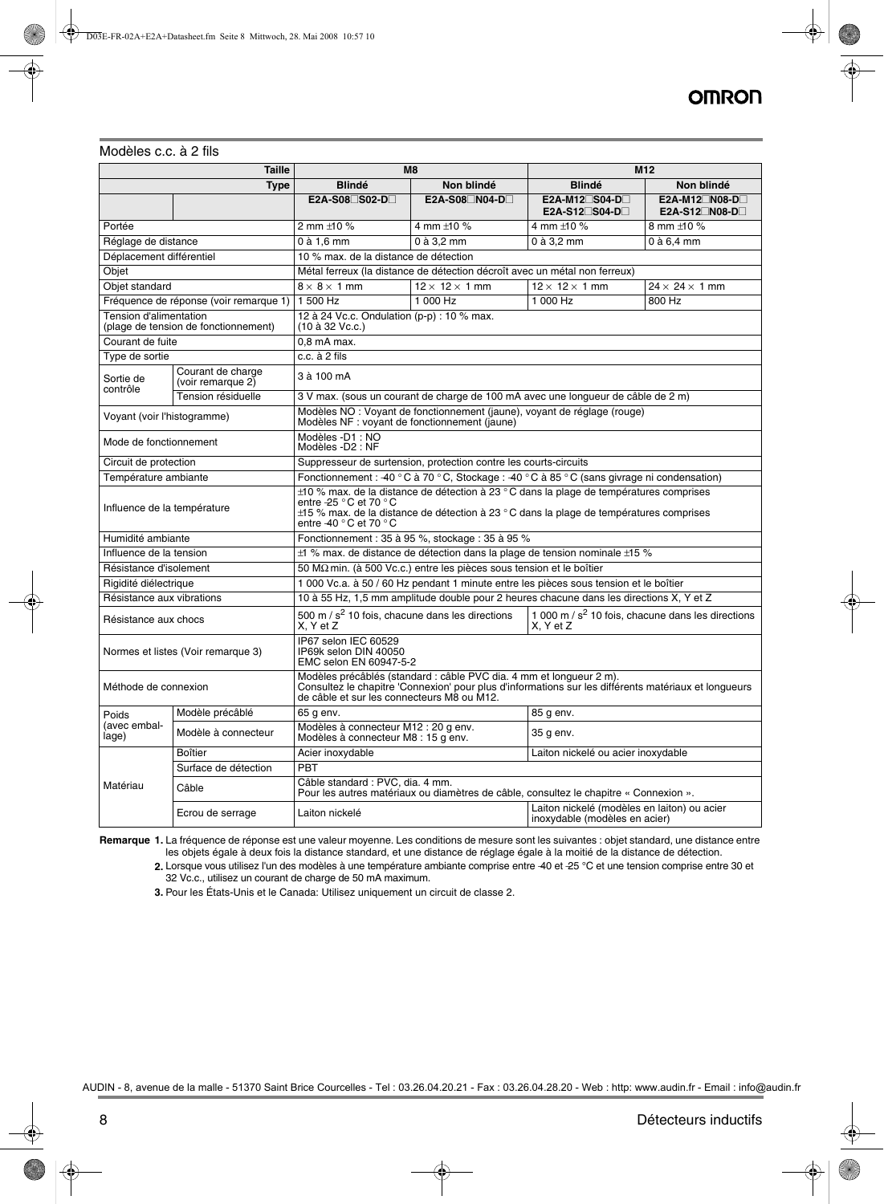## Modèles c.c. à 2 fils

| Taille | | M8 | | M12 | |
|---|---|---|---|---|---|
| Type | | Blindé | Non blindé | Blindé | Non blindé |
| | | E2A-S08□S02-D□ | E2A-S08□N04-D□ | E2A-M12□S04-D□<br>E2A-S12□S04-D□ | E2A-M12□N08-D□<br>E2A-S12□N08-D□ |
| Portée | | 2 mm ±10 % | 4 mm ±10 % | 4 mm ±10 % | 8 mm ±10 % |
| Réglage de distance | | 0 à 1,6 mm | 0 à 3,2 mm | 0 à 3,2 mm | 0 à 6,4 mm |
| Déplacement différentiel | | 10 % max. de la distance de détection | | | |
| Objet | | Métal ferreux (la distance de détection décroît avec un métal non ferreux) | | | |
| Objet standard | | 8 × 8 × 1 mm | 12 × 12 × 1 mm | 12 × 12 × 1 mm | 24 × 24 × 1 mm |
| Fréquence de réponse (voir remarque 1) | | 1 500 Hz | 1 000 Hz | 1 000 Hz | 800 Hz |
| Tension d'alimentation (plage de tension de fonctionnement) | | 12 à 24 Vc.c. Ondulation (p-p) : 10 % max. (10 à 32 Vc.c.) | | | |
| Courant de fuite | | 0,8 mA max. | | | |
| Type de sortie | | c.c. à 2 fils | | | |
| Sortie de contrôle | Courant de charge (voir remarque 2) | 3 à 100 mA | | | |
| | Tension résiduelle | 3 V max. (sous un courant de charge de 100 mA avec une longueur de câble de 2 m) | | | |
| Voyant (voir l'histogramme) | | Modèles NO : Voyant de fonctionnement (jaune), voyant de réglage (rouge)<br>Modèles NF : voyant de fonctionnement (jaune) | | | |
| Mode de fonctionnement | | Modèles -D1 : NO<br>Modèles -D2 : NF | | | |
| Circuit de protection | | Suppresseur de surtension, protection contre les courts-circuits | | | |
| Température ambiante | | Fonctionnement : -40 °C à 70 °C, Stockage : -40 °C à 85 °C (sans givrage ni condensation) | | | |
| Influence de la température | | ±10 % max. de la distance de détection à 23 °C dans la plage de températures comprises entre -25 °C et 70 °C<br>±15 % max. de la distance de détection à 23 °C dans la plage de températures comprises entre -40 °C et 70 °C | | | |
| Humidité ambiante | | Fonctionnement : 35 à 95 %, stockage : 35 à 95 % | | | |
| Influence de la tension | | ±1 % max. de distance de détection dans la plage de tension nominale ±15 % | | | |
| Résistance d'isolement | | 50 MΩ min. (à 500 Vc.c.) entre les pièces sous tension et le boîtier | | | |
| Rigidité diélectrique | | 1 000 Vc.a. à 50 / 60 Hz pendant 1 minute entre les pièces sous tension et le boîtier | | | |
| Résistance aux vibrations | | 10 à 55 Hz, 1,5 mm amplitude double pour 2 heures chacune dans les directions X, Y et Z | | | |
| Résistance aux chocs | | 500 m / $s^2$ 10 fois, chacune dans les directions X, Y et Z | | 1 000 m / $s^2$ 10 fois, chacune dans les directions X, Y et Z | |
| Normes et listes (Voir remarque 3) | | IP67 selon IEC 60529<br>IP69k selon DIN 40050<br>EMC selon EN 60947-5-2 | | | |
| Méthode de connexion | | Modèles précâblés (standard : câble PVC dia. 4 mm et longueur 2 m).<br>Consultez le chapitre 'Connexion' pour plus d'informations sur les différents matériaux et longueurs de câble et sur les connecteurs M8 ou M12. | | | |
| Poids (avec emballage) | Modèle précâblé | 65 g env. | | 85 g env. | |
| | Modèle à connecteur | Modèles à connecteur M12 : 20 g env.<br>Modèles à connecteur M8 : 15 g env. | | 35 g env. | |
| Matériau | Boîtier | Acier inoxydable | | Laiton nickelé ou acier inoxydable | |
| | Surface de détection | PBT | | | |
| | Câble | Câble standard : PVC, dia. 4 mm.<br>Pour les autres matériaux ou diamètres de câble, consultez le chapitre « Connexion ». | | | |
| | Ecrou de serrage | Laiton nickelé | | Laiton nickelé (modèles en laiton) ou acier inoxydable (modèles en acier) | |

**Remarque**
1. La fréquence de réponse est une valeur moyenne. Les conditions de mesure sont les suivantes : objet standard, une distance entre les objets égale à deux fois la distance standard, et une distance de réglage égale à la moitié de la distance de détection.
2. Lorsque vous utilisez l'un des modèles à une température ambiante comprise entre -40 et -25 °C et une tension comprise entre 30 et 32 Vc.c., utilisez un courant de charge de 50 mA maximum.
3. Pour les États-Unis et le Canada: Utilisez uniquement un circuit de classe 2.

AUDIN - 8, avenue de la malle - 51370 Saint Brice Courcelles - Tel : 03.26.04.20.21 - Fax : 03.26.04.28.20 - Web : http: www.audin.fr - Email : info@audin.fr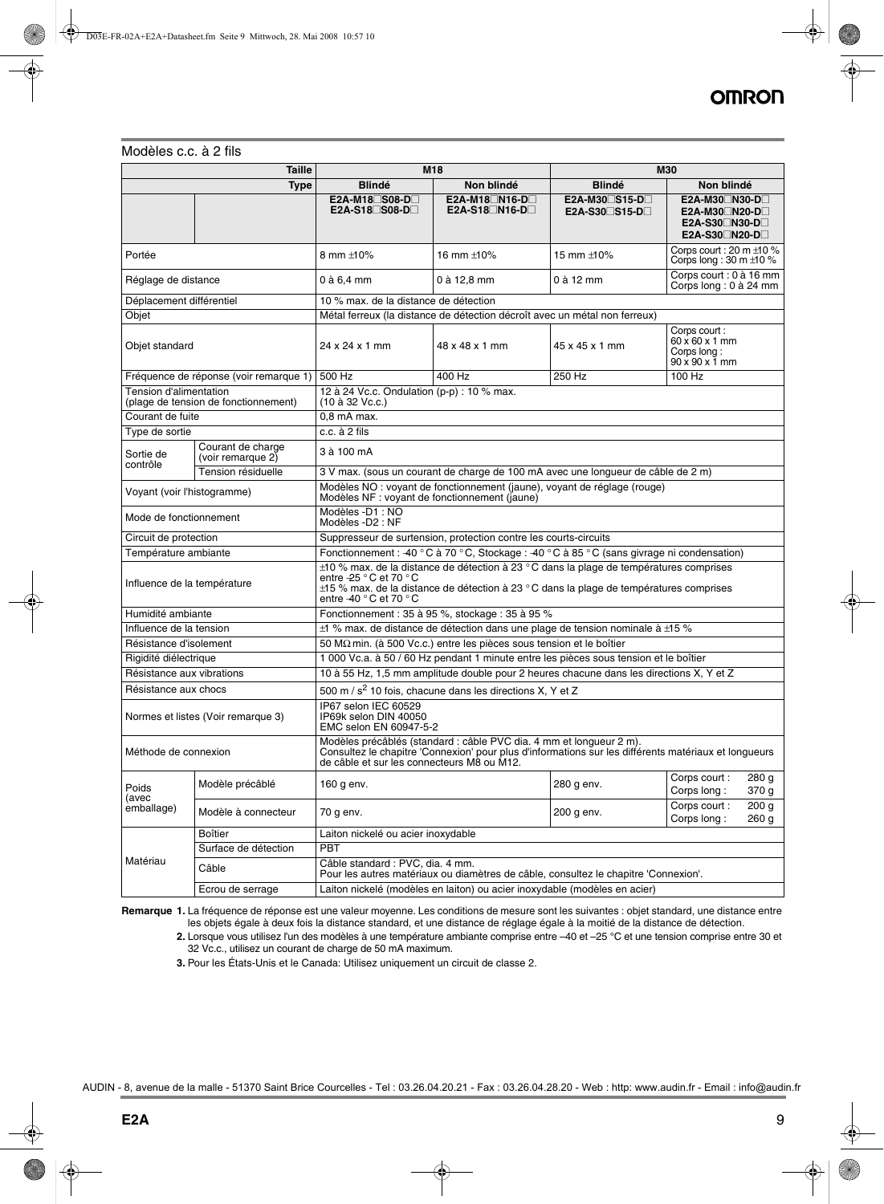## Modèles c.c. à 2 fils

| Taille | | M18 | | M30 | |
|---|---|---|---|---|---|
| Type | | Blindé | Non blindé | Blindé | Non blindé |
| | | E2A-M18□S08-D□<br>E2A-S18□S08-D□ | E2A-M18□N16-D□<br>E2A-S18□N16-D□ | E2A-M30□S15-D□<br>E2A-S30□S15-D□ | E2A-M30□N30-D□<br>E2A-M30□N20-D□<br>E2A-S30□N30-D□<br>E2A-S30□N20-D□ |
| Portée | | 8 mm ±10% | 16 mm ±10% | 15 mm ±10% | Corps court : 20 m ±10 %<br>Corps long : 30 m ±10 % |
| Réglage de distance | | 0 à 6,4 mm | 0 à 12,8 mm | 0 à 12 mm | Corps court : 0 à 16 mm<br>Corps long : 0 à 24 mm |
| Déplacement différentiel | | 10 % max. de la distance de détection | | | |
| Objet | | Métal ferreux (la distance de détection décroît avec un métal non ferreux) | | | |
| Objet standard | | 24 x 24 x 1 mm | 48 x 48 x 1 mm | 45 x 45 x 1 mm | Corps court :<br>60 x 60 x 1 mm<br>Corps long :<br>90 x 90 x 1 mm |
| Fréquence de réponse (voir remarque 1) | | 500 Hz | 400 Hz | 250 Hz | 100 Hz |
| Tension d'alimentation (plage de tension de fonctionnement) | | 12 à 24 Vc.c. Ondulation (p-p) : 10 % max.<br>(10 à 32 Vc.c.) | | | |
| Courant de fuite | | 0,8 mA max. | | | |
| Type de sortie | | c.c. à 2 fils | | | |
| Sortie de contrôle | Courant de charge (voir remarque 2) | 3 à 100 mA | | | |
| | Tension résiduelle | 3 V max. (sous un courant de charge de 100 mA avec une longueur de câble de 2 m) | | | |
| Voyant (voir l'histogramme) | | Modèles NO : voyant de fonctionnement (jaune), voyant de réglage (rouge)<br>Modèles NF : voyant de fonctionnement (jaune) | | | |
| Mode de fonctionnement | | Modèles -D1 : NO<br>Modèles -D2 : NF | | | |
| Circuit de protection | | Suppresseur de surtension, protection contre les courts-circuits | | | |
| Température ambiante | | Fonctionnement : -40 °C à 70 °C, Stockage : -40 °C à 85 °C (sans givrage ni condensation) | | | |
| Influence de la température | | ±10 % max. de la distance de détection à 23 °C dans la plage de températures comprises entre -25 °C et 70 °C<br>±15 % max. de la distance de détection à 23 °C dans la plage de températures comprises entre -40 °C et 70 °C | | | |
| Humidité ambiante | | Fonctionnement : 35 à 95 %, stockage : 35 à 95 % | | | |
| Influence de la tension | | ±1 % max. de distance de détection dans une plage de tension nominale à ±15 % | | | |
| Résistance d'isolement | | 50 MΩ min. (à 500 Vc.c.) entre les pièces sous tension et le boîtier | | | |
| Rigidité diélectrique | | 1 000 Vc.a. à 50 / 60 Hz pendant 1 minute entre les pièces sous tension et le boîtier | | | |
| Résistance aux vibrations | | 10 à 55 Hz, 1,5 mm amplitude double pour 2 heures chacune dans les directions X, Y et Z | | | |
| Résistance aux chocs | | 500 m / $s^2$ 10 fois, chacune dans les directions X, Y et Z | | | |
| Normes et listes (Voir remarque 3) | | IP67 selon IEC 60529<br>IP69k selon DIN 40050<br>EMC selon EN 60947-5-2 | | | |
| Méthode de connexion | | Modèles précâblés (standard : câble PVC dia. 4 mm et longueur 2 m).<br>Consultez le chapitre 'Connexion' pour plus d'informations sur les différents matériaux et longueurs de câble et sur les connecteurs M8 ou M12. | | | |
| Poids (avec emballage) | Modèle précâblé | 160 g env. | | 280 g env. | Corps court : 280 g<br>Corps long : 370 g |
| | Modèle à connecteur | 70 g env. | | 200 g env. | Corps court : 200 g<br>Corps long : 260 g |
| Matériau | Boîtier | Laiton nickelé ou acier inoxydable | | | |
| | Surface de détection | PBT | | | |
| | Câble | Câble standard : PVC, dia. 4 mm.<br>Pour les autres matériaux ou diamètres de câble, consultez le chapitre 'Connexion'. | | | |
| | Ecrou de serrage | Laiton nickelé (modèles en laiton) ou acier inoxydable (modèles en acier) | | | |

**Remarque 1.** La fréquence de réponse est une valeur moyenne. Les conditions de mesure sont les suivantes : objet standard, une distance entre les objets égale à deux fois la distance standard, et une distance de réglage égale à la moitié de la distance de détection.

**2.** Lorsque vous utilisez l'un des modèles à une température ambiante comprise entre –40 et –25 °C et une tension comprise entre 30 et 32 Vc.c., utilisez un courant de charge de 50 mA maximum.

**3.** Pour les États-Unis et le Canada: Utilisez uniquement un circuit de classe 2.

AUDIN - 8, avenue de la malle - 51370 Saint Brice Courcelles - Tel : 03.26.04.20.21 - Fax : 03.26.04.28.20 - Web : http: www.audin.fr - Email : info@audin.fr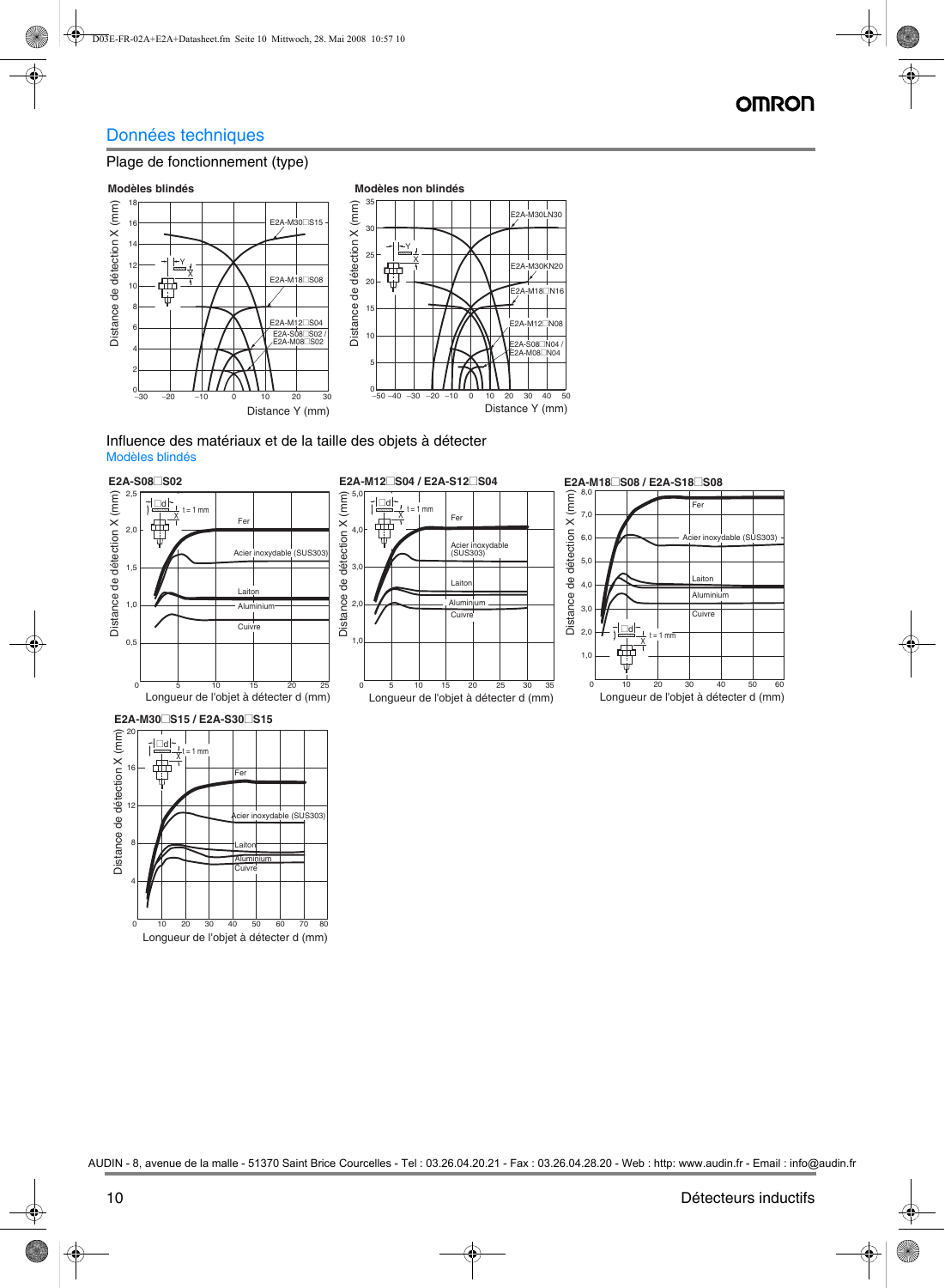## Données techniques

### Plage de fonctionnement (type)

**Modèles blindés**

Distance de détection X (mm)

18, 16, 14, 12, 10, 8, 6, 4, 2, 0

E2A-M30☐S15

E2A-M18☐S08

E2A-M12☐S04

E2A-S08☐S02 / E2A-M08☐S02

−30, −20, −10, 0, 10, 20, 30

Distance Y (mm)

**Modèles non blindés**

Distance de détection X (mm)

35, 30, 25, 20, 15, 10, 5, 0

E2A-M30LN30

E2A-M30KN20

E2A-M18☐N16

E2A-M12☐N08

E2A-S08☐N04 / E2A-M08☐N04

−50, −40, −30, −20, −10, 0, 10, 20, 30, 40, 50

Distance Y (mm)

### Influence des matériaux et de la taille des objets à détecter

Modèles blindés

**E2A-S08☐S02**

Distance de détection X (mm)

2,5, 2,0, 1,5, 1,0, 0,5

t = 1 mm

Fer

Acier inoxydable (SUS303)

Laiton

Aluminium

Cuivre

0, 5, 10, 15, 20, 25

Longueur de l'objet à détecter d (mm)

**E2A-M12☐S04 / E2A-S12☐S04**

Distance de détection X (mm)

5,0, 4,0, 3,0, 2,0, 1,0

t = 1 mm

Fer

Acier inoxydable (SUS303)

Laiton

Aluminium

Cuivre

0, 5, 10, 15, 20, 25, 30, 35

Longueur de l'objet à détecter d (mm)

**E2A-M18☐S08 / E2A-S18☐S08**

Distance de détection X (mm)

8,0, 7,0, 6,0, 5,0, 4,0, 3,0, 2,0, 1,0

Fer

Acier inoxydable (SUS303)

Laiton

Aluminium

Cuivre

t = 1 mm

0, 10, 20, 30, 40, 50, 60

Longueur de l'objet à détecter d (mm)

**E2A-M30☐S15 / E2A-S30☐S15**

Distance de détection X (mm)

20, 16, 12, 8, 4

t = 1 mm

Fer

Acier inoxydable (SUS303)

Laiton

Aluminium

Cuivre

0, 10, 20, 30, 40, 50, 60, 70, 80

Longueur de l'objet à détecter d (mm)

AUDIN - 8, avenue de la malle - 51370 Saint Brice Courcelles - Tel : 03.26.04.20.21 - Fax : 03.26.04.28.20 - Web : http: www.audin.fr - Email : info@audin.fr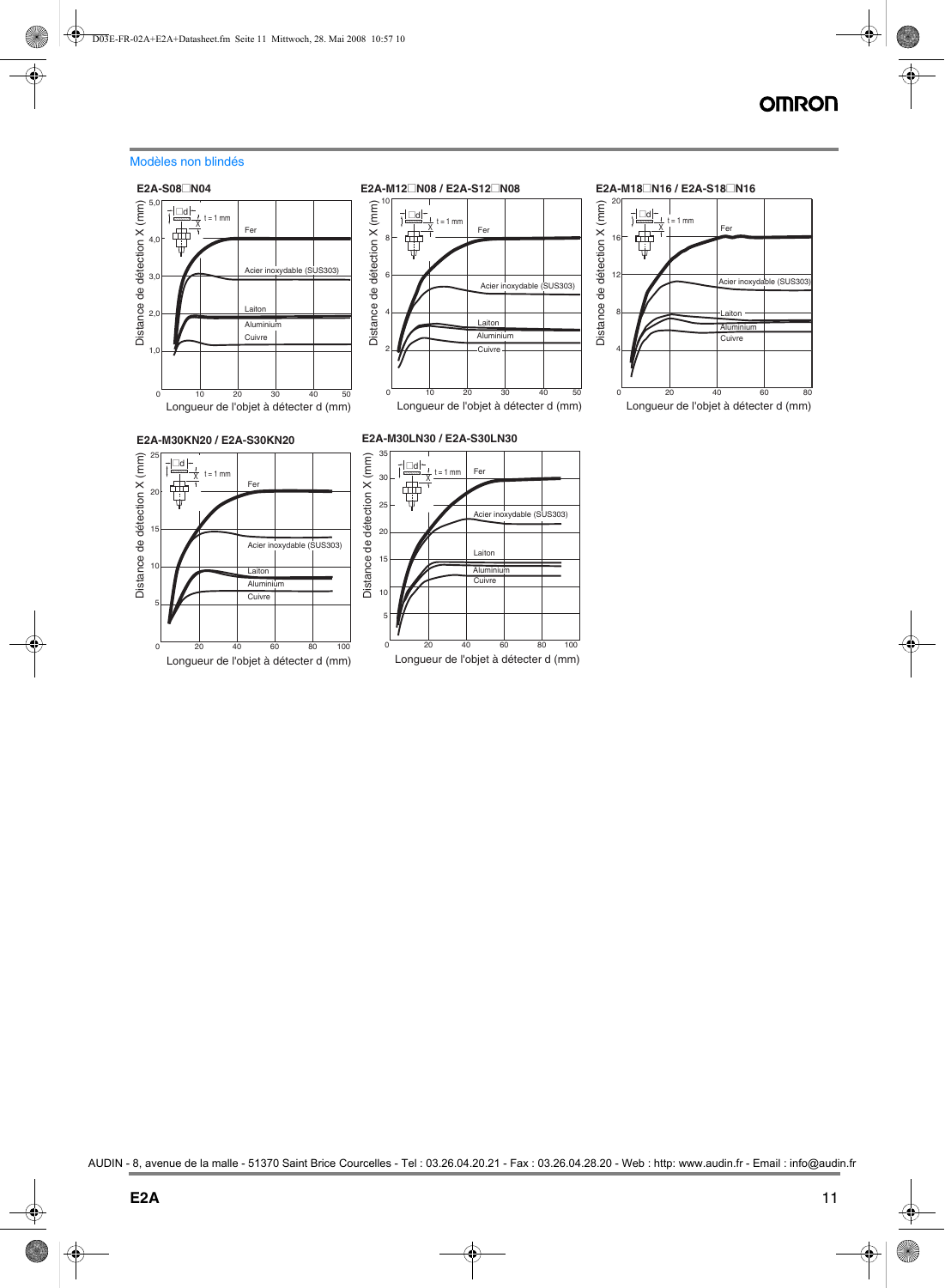## Modèles non blindés

**E2A-S08□N04**

Distance de détection X (mm)

5,0
4,0
3,0
2,0
1,0
0
10
20
30
40
50

□d
t = 1 mm
X

Fer
Acier inoxydable (SUS303)
Laiton
Aluminium
Cuivre

Longueur de l'objet à détecter d (mm)

**E2A-M12□N08 / E2A-S12□N08**

Distance de détection X (mm)

10
8
6
4
2
0
10
20
30
40
50

□d
t = 1 mm
X

Fer
Acier inoxydable (SUS303)
Laiton
Aluminium
Cuivre

Longueur de l'objet à détecter d (mm)

**E2A-M18□N16 / E2A-S18□N16**

Distance de détection X (mm)

20
16
12
8
4
0
20
40
60
80

□d
t = 1 mm
X

Fer
Acier inoxydable (SUS303)
Laiton
Aluminium
Cuivre

Longueur de l'objet à détecter d (mm)

**E2A-M30KN20 / E2A-S30KN20**

Distance de détection X (mm)

25
20
15
10
5
0
20
40
60
80
100

□d
t = 1 mm
X

Fer
Acier inoxydable (SUS303)
Laiton
Aluminium
Cuivre

Longueur de l'objet à détecter d (mm)

**E2A-M30LN30 / E2A-S30LN30**

Distance de détection X (mm)

35
30
25
20
15
10
5
0
20
40
60
80
100

□d
t = 1 mm
X

Fer
Acier inoxydable (SUS303)
Laiton
Aluminium
Cuivre

Longueur de l'objet à détecter d (mm)

AUDIN - 8, avenue de la malle - 51370 Saint Brice Courcelles - Tel : 03.26.04.20.21 - Fax : 03.26.04.28.20 - Web : http: www.audin.fr - Email : info@audin.fr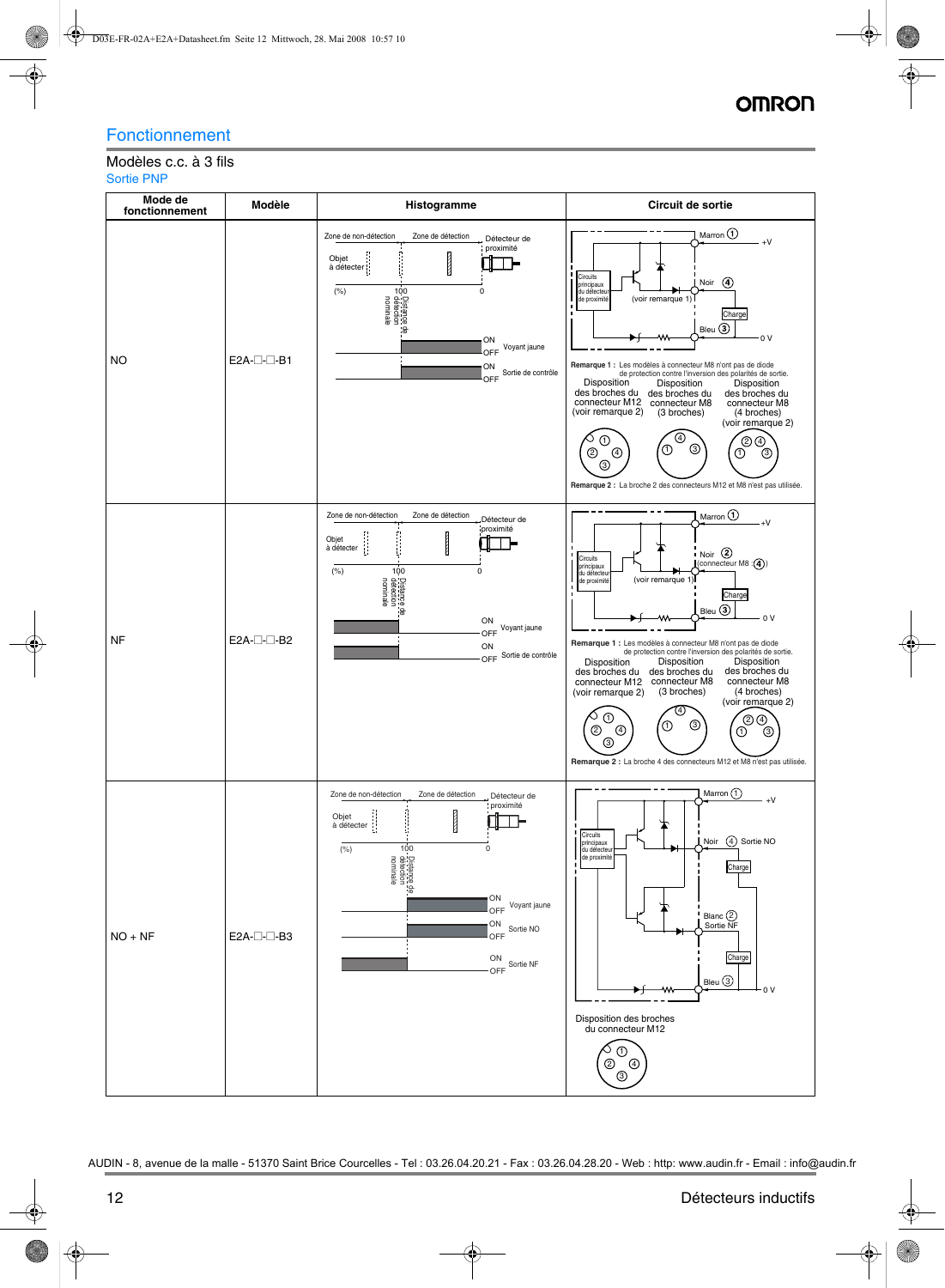## Fonctionnement

### Modèles c.c. à 3 fils

Sortie PNP

| Mode de fonctionnement | Modèle | Histogramme | Circuit de sortie |
|---|---|---|---|
| NO | E2A-□-□-B1 | Zone de non-détection<br>Zone de détection<br>Détecteur de proximité<br>Objet à détecter<br>(%) 100 0<br>Distance de détection nominale<br>ON OFF Voyant jaune<br>ON OFF Sortie de contrôle | Marron ① +V<br>Circuits principaux du détecteur de proximité<br>Noir ④<br>(voir remarque 1)<br>Charge<br>Bleu ③ 0 V<br>**Remarque 1 :** Les modèles à connecteur M8 n'ont pas de diode de protection contre l'inversion des polarités de sortie.<br>Disposition des broches du connecteur M12 (voir remarque 2)<br>Disposition des broches du connecteur M8 (3 broches)<br>Disposition des broches du connecteur M8 (4 broches) (voir remarque 2)<br>**Remarque 2 :** La broche 2 des connecteurs M12 et M8 n'est pas utilisée. |
| NF | E2A-□-□-B2 | Zone de non-détection<br>Zone de détection<br>Détecteur de proximité<br>Objet à détecter<br>(%) 100 0<br>Distance de détection nominale<br>ON OFF Voyant jaune<br>ON OFF Sortie de contrôle | Marron ① +V<br>Circuits principaux du détecteur de proximité<br>Noir ② (connecteur M8 : ④)<br>(voir remarque 1)<br>Charge<br>Bleu ③ 0 V<br>**Remarque 1 :** Les modèles à connecteur M8 n'ont pas de diode de protection contre l'inversion des polarités de sortie.<br>Disposition des broches du connecteur M12 (voir remarque 2)<br>Disposition des broches du connecteur M8 (3 broches)<br>Disposition des broches du connecteur M8 (4 broches) (voir remarque 2)<br>**Remarque 2 :** La broche 4 des connecteurs M12 et M8 n'est pas utilisée. |
| NO + NF | E2A-□-□-B3 | Zone de non-détection<br>Zone de détection<br>Détecteur de proximité<br>Objet à détecter<br>(%) 100 0<br>Distance de détection nominale<br>ON OFF Voyant jaune<br>ON OFF Sortie NO<br>ON OFF Sortie NF | Marron ① +V<br>Circuits principaux du détecteur de proximité<br>Noir ④ Sortie NO<br>Charge<br>Blanc ② Sortie NF<br>Charge<br>Bleu ③ 0 V<br>Disposition des broches du connecteur M12 |

AUDIN - 8, avenue de la malle - 51370 Saint Brice Courcelles - Tel : 03.26.04.20.21 - Fax : 03.26.04.28.20 - Web : http: www.audin.fr - Email : info@audin.fr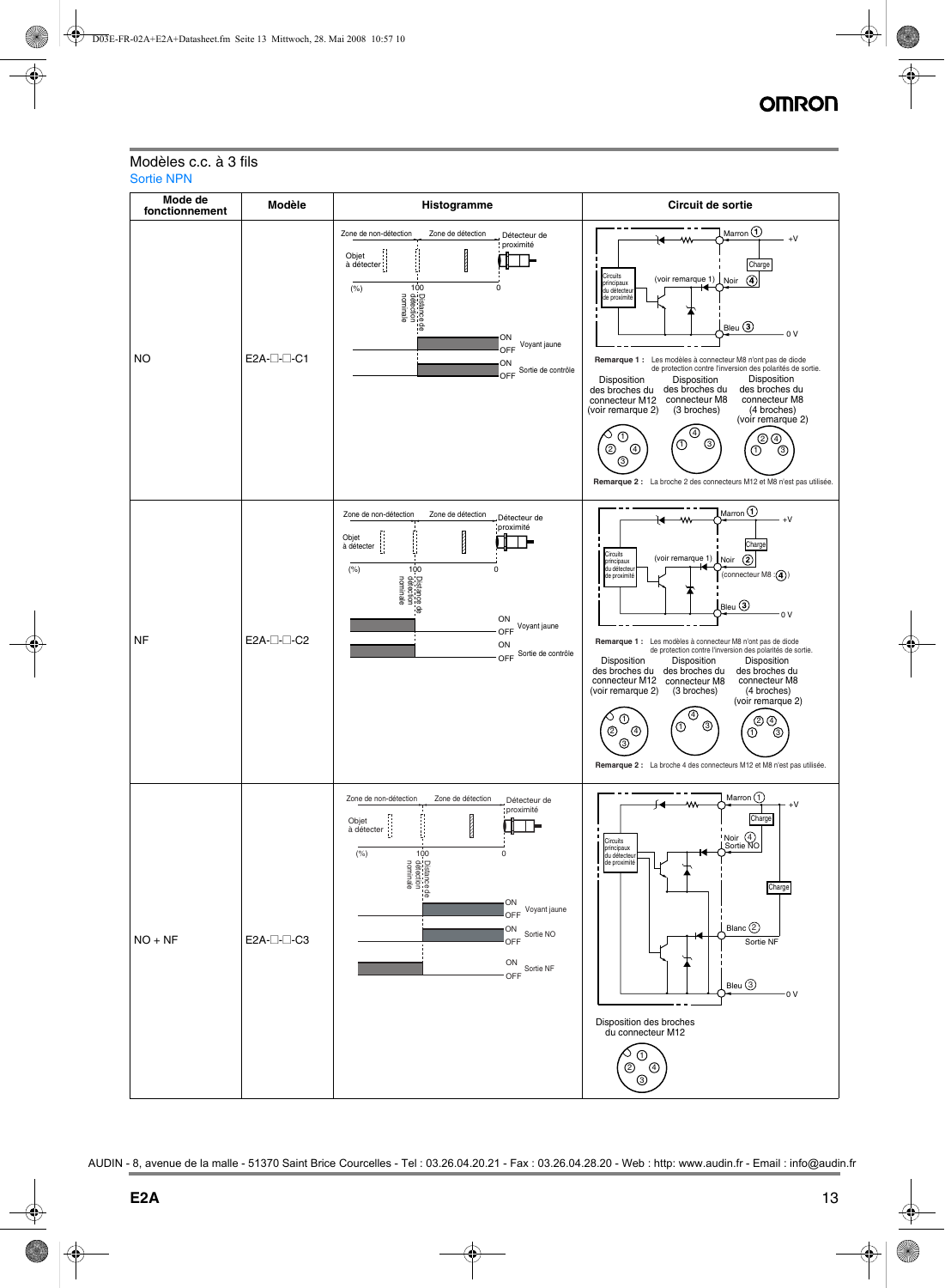## Modèles c.c. à 3 fils

### Sortie NPN

| Mode de fonctionnement | Modèle | Histogramme | Circuit de sortie |
|---|---|---|---|
| NO | E2A-□-□-C1 | Zone de non-détection / Zone de détection / Détecteur de proximité / Objet à détecter / (%) 100 0 / Distance de détection nominale / ON OFF Voyant jaune / ON OFF Sortie de contrôle | Marron ① +V / Charge / Circuits principaux du détecteur de proximité / (voir remarque 1) Noir ④ / Bleu ③ 0 V / **Remarque 1 :** Les modèles à connecteur M8 n'ont pas de diode de protection contre l'inversion des polarités de sortie. / Disposition des broches du connecteur M12 (voir remarque 2) / Disposition des broches du connecteur M8 (3 broches) / Disposition des broches du connecteur M8 (4 broches) (voir remarque 2) / **Remarque 2 :** La broche 2 des connecteurs M12 et M8 n'est pas utilisée. |
| NF | E2A-□-□-C2 | Zone de non-détection / Zone de détection / Détecteur de proximité / Objet à détecter / (%) 100 0 / Distance de détection nominale / ON OFF Voyant jaune / ON OFF Sortie de contrôle | Marron ① +V / Charge / Circuits principaux du détecteur de proximité / (voir remarque 1) Noir ② (connecteur M8 : ④) / Bleu ③ 0 V / **Remarque 1 :** Les modèles à connecteur M8 n'ont pas de diode de protection contre l'inversion des polarités de sortie. / Disposition des broches du connecteur M12 (voir remarque 2) / Disposition des broches du connecteur M8 (3 broches) / Disposition des broches du connecteur M8 (4 broches) (voir remarque 2) / **Remarque 2 :** La broche 4 des connecteurs M12 et M8 n'est pas utilisée. |
| NO + NF | E2A-□-□-C3 | Zone de non-détection / Zone de détection / Détecteur de proximité / Objet à détecter / (%) 100 0 / Distance de détection nominale / ON OFF Voyant jaune / ON OFF Sortie NO / ON OFF Sortie NF | Marron ① +V / Charge / Noir ④ Sortie NO / Circuits principaux du détecteur de proximité / Charge / Blanc ② Sortie NF / Bleu ③ 0 V / Disposition des broches du connecteur M12 |

AUDIN - 8, avenue de la malle - 51370 Saint Brice Courcelles - Tel : 03.26.04.20.21 - Fax : 03.26.04.28.20 - Web : http: www.audin.fr - Email : info@audin.fr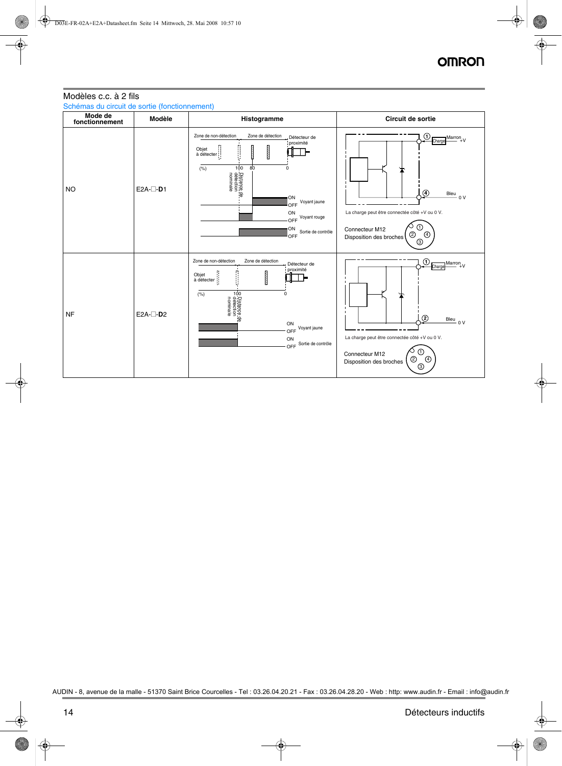## Modèles c.c. à 2 fils

### Schémas du circuit de sortie (fonctionnement)

| Mode de fonctionnement | Modèle | Histogramme | Circuit de sortie |
|---|---|---|---|
| NO | E2A-□-D1 | Zone de non-détection / Zone de détection / Détecteur de proximité / Objet à détecter / (%) 100 80 0 / Distance de détection nominale / ON OFF Voyant jaune / ON OFF Voyant rouge / ON OFF Sortie de contrôle | ① Charge Marron +V / ④ Bleu 0 V / La charge peut être connectée côté +V ou 0 V. / Connecteur M12 Disposition des broches ① ② ③ ④ |
| NF | E2A-□-D2 | Zone de non-détection / Zone de détection / Détecteur de proximité / Objet à détecter / (%) 100 0 / Distance de détection nominale / ON OFF Voyant jaune / ON OFF Sortie de contrôle | ① Charge Marron +V / ② Bleu 0 V / La charge peut être connectée côté +V ou 0 V. / Connecteur M12 Disposition des broches ① ② ③ ④ |

AUDIN - 8, avenue de la malle - 51370 Saint Brice Courcelles - Tel : 03.26.04.20.21 - Fax : 03.26.04.28.20 - Web : http: www.audin.fr - Email : info@audin.fr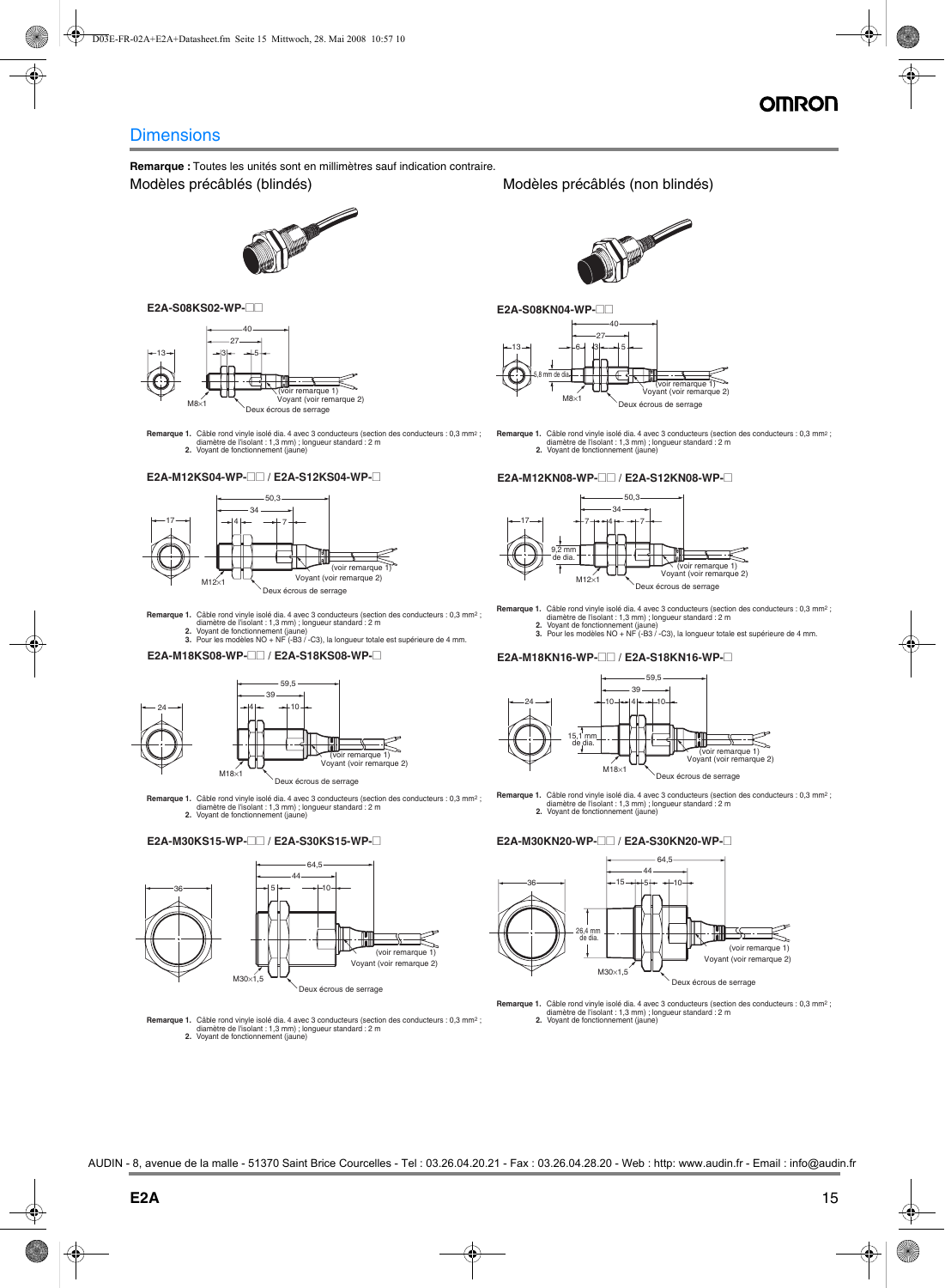## Dimensions

**Remarque :** Toutes les unités sont en millimètres sauf indication contraire.

### Modèles précâblés (blindés)

**E2A-S08KS02-WP-□□**

40
27
13
3
5
M8×1
(voir remarque 1)
Voyant (voir remarque 2)
Deux écrous de serrage

**Remarque 1.** Câble rond vinyle isolé dia. 4 avec 3 conducteurs (section des conducteurs : 0,3 mm² ; diamètre de l'isolant : 1,3 mm) ; longueur standard : 2 m
**2.** Voyant de fonctionnement (jaune)

**E2A-M12KS04-WP-□□ / E2A-S12KS04-WP-□**

50,3
34
17
4
7
M12×1
(voir remarque 1)
Voyant (voir remarque 2)
Deux écrous de serrage

**Remarque 1.** Câble rond vinyle isolé dia. 4 avec 3 conducteurs (section des conducteurs : 0,3 mm² ; diamètre de l'isolant : 1,3 mm) ; longueur standard : 2 m
**2.** Voyant de fonctionnement (jaune)
**3.** Pour les modèles NO + NF (-B3 / -C3), la longueur totale est supérieure de 4 mm.

**E2A-M18KS08-WP-□□ / E2A-S18KS08-WP-□**

59,5
39
24
4
10
M18×1
(voir remarque 1)
Voyant (voir remarque 2)
Deux écrous de serrage

**Remarque 1.** Câble rond vinyle isolé dia. 4 avec 3 conducteurs (section des conducteurs : 0,3 mm² ; diamètre de l'isolant : 1,3 mm) ; longueur standard : 2 m
**2.** Voyant de fonctionnement (jaune)

**E2A-M30KS15-WP-□□ / E2A-S30KS15-WP-□**

64,5
44
36
5
10
M30×1,5
(voir remarque 1)
Voyant (voir remarque 2)
Deux écrous de serrage

**Remarque 1.** Câble rond vinyle isolé dia. 4 avec 3 conducteurs (section des conducteurs : 0,3 mm² ; diamètre de l'isolant : 1,3 mm) ; longueur standard : 2 m
**2.** Voyant de fonctionnement (jaune)

### Modèles précâblés (non blindés)

**E2A-S08KN04-WP-□□**

40
27
13
6
3
5
5,8 mm de dia.
M8×1
(voir remarque 1)
Voyant (voir remarque 2)
Deux écrous de serrage

**Remarque 1.** Câble rond vinyle isolé dia. 4 avec 3 conducteurs (section des conducteurs : 0,3 mm² ; diamètre de l'isolant : 1,3 mm) ; longueur standard : 2 m
**2.** Voyant de fonctionnement (jaune)

**E2A-M12KN08-WP-□□ / E2A-S12KN08-WP-□**

50,3
34
17
7
4
7
9,2 mm de dia.
M12×1
(voir remarque 1)
Voyant (voir remarque 2)
Deux écrous de serrage

**Remarque 1.** Câble rond vinyle isolé dia. 4 avec 3 conducteurs (section des conducteurs : 0,3 mm² ; diamètre de l'isolant : 1,3 mm) ; longueur standard : 2 m
**2.** Voyant de fonctionnement (jaune)
**3.** Pour les modèles NO + NF (-B3 / -C3), la longueur totale est supérieure de 4 mm.

**E2A-M18KN16-WP-□□ / E2A-S18KN16-WP-□**

59,5
39
24
10
4
10
15,1 mm de dia.
M18×1
(voir remarque 1)
Voyant (voir remarque 2)
Deux écrous de serrage

**Remarque 1.** Câble rond vinyle isolé dia. 4 avec 3 conducteurs (section des conducteurs : 0,3 mm² ; diamètre de l'isolant : 1,3 mm) ; longueur standard : 2 m
**2.** Voyant de fonctionnement (jaune)

**E2A-M30KN20-WP-□□ / E2A-S30KN20-WP-□**

64,5
44
36
15
5
10
26,4 mm de dia.
M30×1,5
(voir remarque 1)
Voyant (voir remarque 2)
Deux écrous de serrage

**Remarque 1.** Câble rond vinyle isolé dia. 4 avec 3 conducteurs (section des conducteurs : 0,3 mm² ; diamètre de l'isolant : 1,3 mm) ; longueur standard : 2 m
**2.** Voyant de fonctionnement (jaune)

AUDIN - 8, avenue de la malle - 51370 Saint Brice Courcelles - Tel : 03.26.04.20.21 - Fax : 03.26.04.28.20 - Web : http: www.audin.fr - Email : info@audin.fr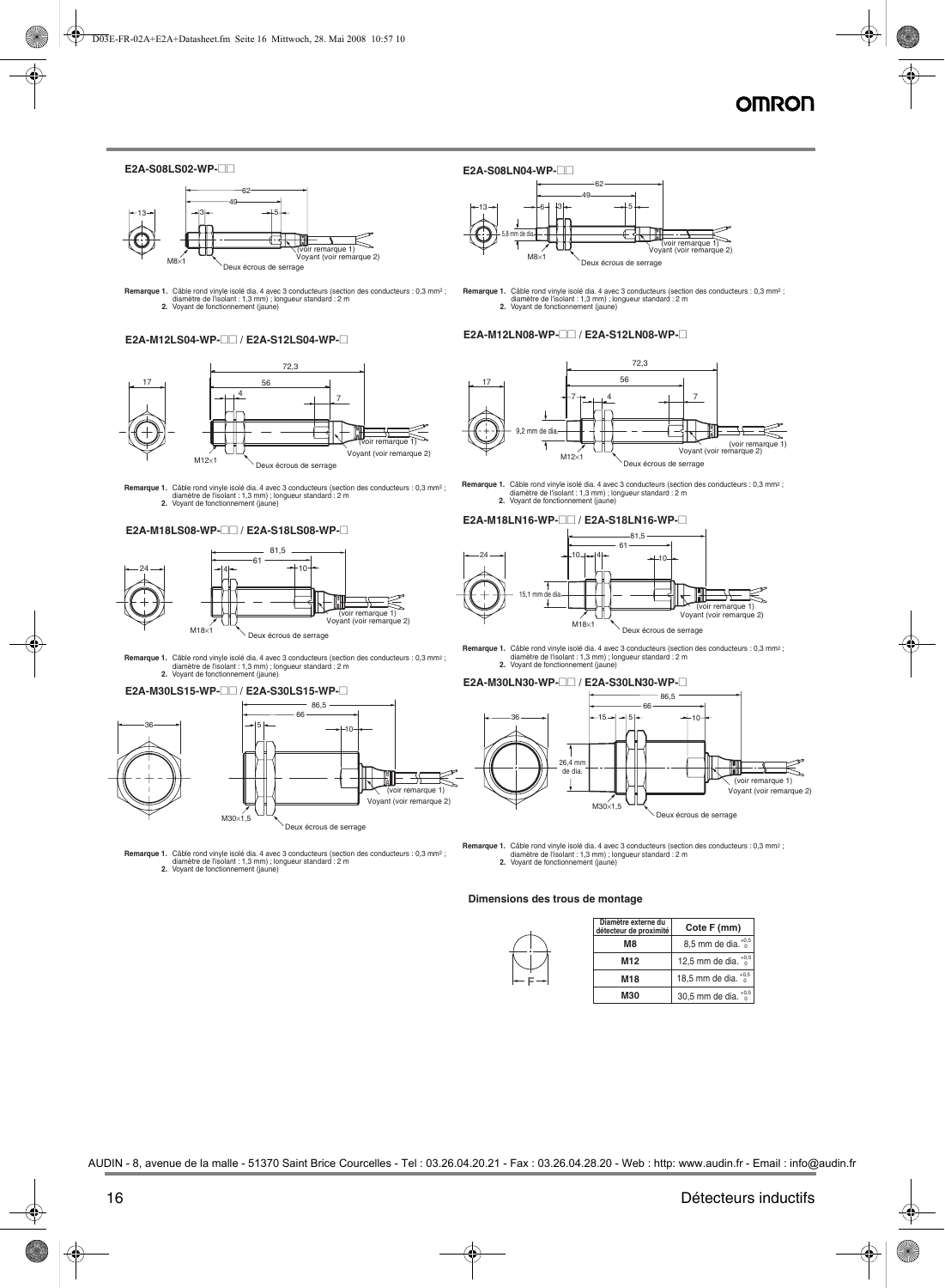## E2A-S08LS02-WP-□□

62
49
13
3
5
M8×1
Deux écrous de serrage
(voir remarque 1)
Voyant (voir remarque 2)

**Remarque 1.** Câble rond vinyle isolé dia. 4 avec 3 conducteurs (section des conducteurs : 0,3 mm² ; diamètre de l'isolant : 1,3 mm) ; longueur standard : 2 m
**2.** Voyant de fonctionnement (jaune)

## E2A-S08LN04-WP-□□

62
49
13
6
3
5
5,8 mm de dia.
M8×1
Deux écrous de serrage
(voir remarque 1)
Voyant (voir remarque 2)

**Remarque 1.** Câble rond vinyle isolé dia. 4 avec 3 conducteurs (section des conducteurs : 0,3 mm² ; diamètre de l'isolant : 1,3 mm) ; longueur standard : 2 m
**2.** Voyant de fonctionnement (jaune)

## E2A-M12LS04-WP-□□ / E2A-S12LS04-WP-□

72,3
56
17
4
7
M12×1
Deux écrous de serrage
(voir remarque 1)
Voyant (voir remarque 2)

**Remarque 1.** Câble rond vinyle isolé dia. 4 avec 3 conducteurs (section des conducteurs : 0,3 mm² ; diamètre de l'isolant : 1,3 mm) ; longueur standard : 2 m
**2.** Voyant de fonctionnement (jaune)

## E2A-M12LN08-WP-□□ / E2A-S12LN08-WP-□

72,3
56
17
7
4
7
9,2 mm de dia.
M12×1
Deux écrous de serrage
(voir remarque 1)
Voyant (voir remarque 2)

**Remarque 1.** Câble rond vinyle isolé dia. 4 avec 3 conducteurs (section des conducteurs : 0,3 mm² ; diamètre de l'isolant : 1,3 mm) ; longueur standard : 2 m
**2.** Voyant de fonctionnement (jaune)

## E2A-M18LS08-WP-□□ / E2A-S18LS08-WP-□

81,5
61
24
4
10
M18×1
Deux écrous de serrage
(voir remarque 1)
Voyant (voir remarque 2)

**Remarque 1.** Câble rond vinyle isolé dia. 4 avec 3 conducteurs (section des conducteurs : 0,3 mm² ; diamètre de l'isolant : 1,3 mm) ; longueur standard : 2 m
**2.** Voyant de fonctionnement (jaune)

## E2A-M18LN16-WP-□□ / E2A-S18LN16-WP-□

81,5
61
24
10
4
10
15,1 mm de dia.
M18×1
Deux écrous de serrage
(voir remarque 1)
Voyant (voir remarque 2)

**Remarque 1.** Câble rond vinyle isolé dia. 4 avec 3 conducteurs (section des conducteurs : 0,3 mm² ; diamètre de l'isolant : 1,3 mm) ; longueur standard : 2 m
**2.** Voyant de fonctionnement (jaune)

## E2A-M30LS15-WP-□□ / E2A-S30LS15-WP-□

86,5
66
36
5
10
M30×1,5
Deux écrous de serrage
(voir remarque 1)
Voyant (voir remarque 2)

**Remarque 1.** Câble rond vinyle isolé dia. 4 avec 3 conducteurs (section des conducteurs : 0,3 mm² ; diamètre de l'isolant : 1,3 mm) ; longueur standard : 2 m
**2.** Voyant de fonctionnement (jaune)

## E2A-M30LN30-WP-□□ / E2A-S30LN30-WP-□

86,5
66
36
15
5
10
26,4 mm de dia.
M30×1,5
Deux écrous de serrage
(voir remarque 1)
Voyant (voir remarque 2)

**Remarque 1.** Câble rond vinyle isolé dia. 4 avec 3 conducteurs (section des conducteurs : 0,3 mm² ; diamètre de l'isolant : 1,3 mm) ; longueur standard : 2 m
**2.** Voyant de fonctionnement (jaune)

### Dimensions des trous de montage

F

| Diamètre externe du détecteur de proximité | Cote F (mm) |
|---|---|
| M8 | 8,5 mm de dia. $^{+0,5}_{0}$ |
| M12 | 12,5 mm de dia. $^{+0,5}_{0}$ |
| M18 | 18,5 mm de dia. $^{+0,5}_{0}$ |
| M30 | 30,5 mm de dia. $^{+0,5}_{0}$ |

AUDIN - 8, avenue de la malle - 51370 Saint Brice Courcelles - Tel : 03.26.04.20.21 - Fax : 03.26.04.28.20 - Web : http: www.audin.fr - Email : info@audin.fr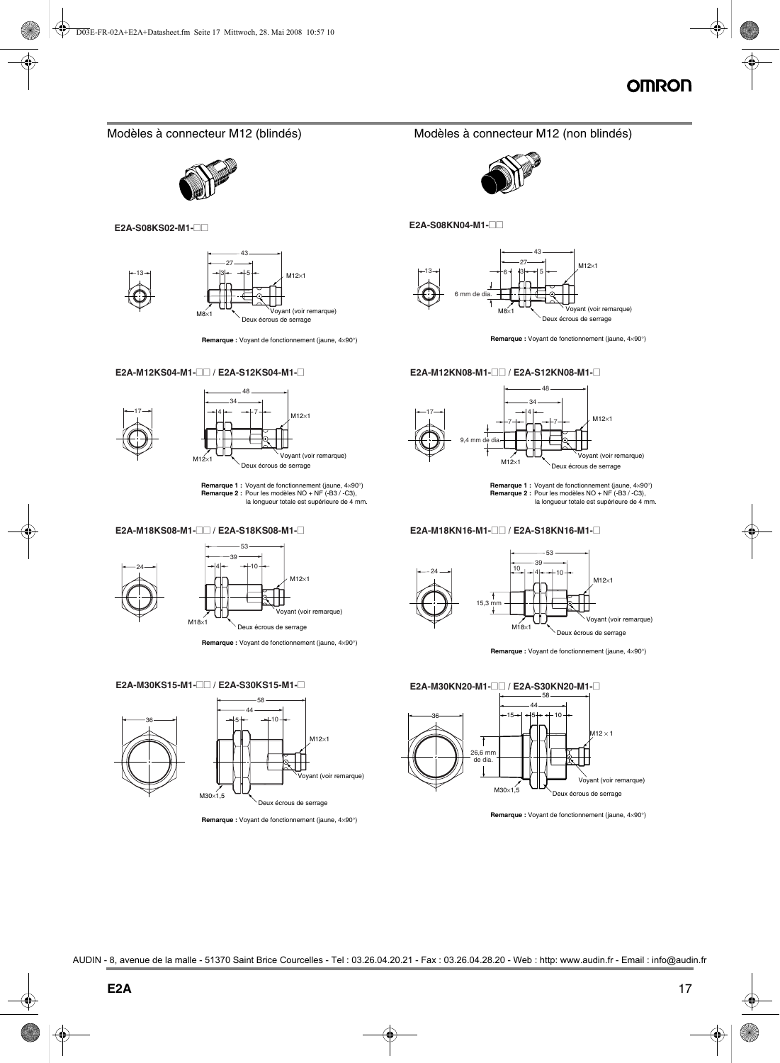## Modèles à connecteur M12 (blindés)

**E2A-S08KS02-M1-□□**

13

43
27
3
5
M12×1
M8×1
Voyant (voir remarque)
Deux écrous de serrage

**Remarque :** Voyant de fonctionnement (jaune, 4×90°)

**E2A-M12KS04-M1-□□ / E2A-S12KS04-M1-□**

17

48
34
4
7
M12×1
M12×1
Voyant (voir remarque)
Deux écrous de serrage

**Remarque 1 :** Voyant de fonctionnement (jaune, 4×90°)
**Remarque 2 :** Pour les modèles NO + NF (-B3 / -C3), la longueur totale est supérieure de 4 mm.

**E2A-M18KS08-M1-□□ / E2A-S18KS08-M1-□**

24

53
39
4
10
M12×1
M18×1
Voyant (voir remarque)
Deux écrous de serrage

**Remarque :** Voyant de fonctionnement (jaune, 4×90°)

**E2A-M30KS15-M1-□□ / E2A-S30KS15-M1-□**

36

58
44
5
10
M12×1
M30×1,5
Voyant (voir remarque)
Deux écrous de serrage

**Remarque :** Voyant de fonctionnement (jaune, 4×90°)

## Modèles à connecteur M12 (non blindés)

**E2A-S08KN04-M1-□□**

13

43
27
6
3
5
M12×1
6 mm de dia.
M8×1
Voyant (voir remarque)
Deux écrous de serrage

**Remarque :** Voyant de fonctionnement (jaune, 4×90°)

**E2A-M12KN08-M1-□□ / E2A-S12KN08-M1-□**

17

48
34
4
7
7
M12×1
9,4 mm de dia.
M12×1
Voyant (voir remarque)
Deux écrous de serrage

**Remarque 1 :** Voyant de fonctionnement (jaune, 4×90°)
**Remarque 2 :** Pour les modèles NO + NF (-B3 / -C3), la longueur totale est supérieure de 4 mm.

**E2A-M18KN16-M1-□□ / E2A-S18KN16-M1-□**

24

53
39
10
4
10
M12×1
15,3 mm
M18×1
Voyant (voir remarque)
Deux écrous de serrage

**Remarque :** Voyant de fonctionnement (jaune, 4×90°)

**E2A-M30KN20-M1-□□ / E2A-S30KN20-M1-□**

36

58
44
15
5
10
M12 × 1
26,6 mm de dia.
M30×1,5
Voyant (voir remarque)
Deux écrous de serrage

**Remarque :** Voyant de fonctionnement (jaune, 4×90°)

AUDIN - 8, avenue de la malle - 51370 Saint Brice Courcelles - Tel : 03.26.04.20.21 - Fax : 03.26.04.28.20 - Web : http: www.audin.fr - Email : info@audin.fr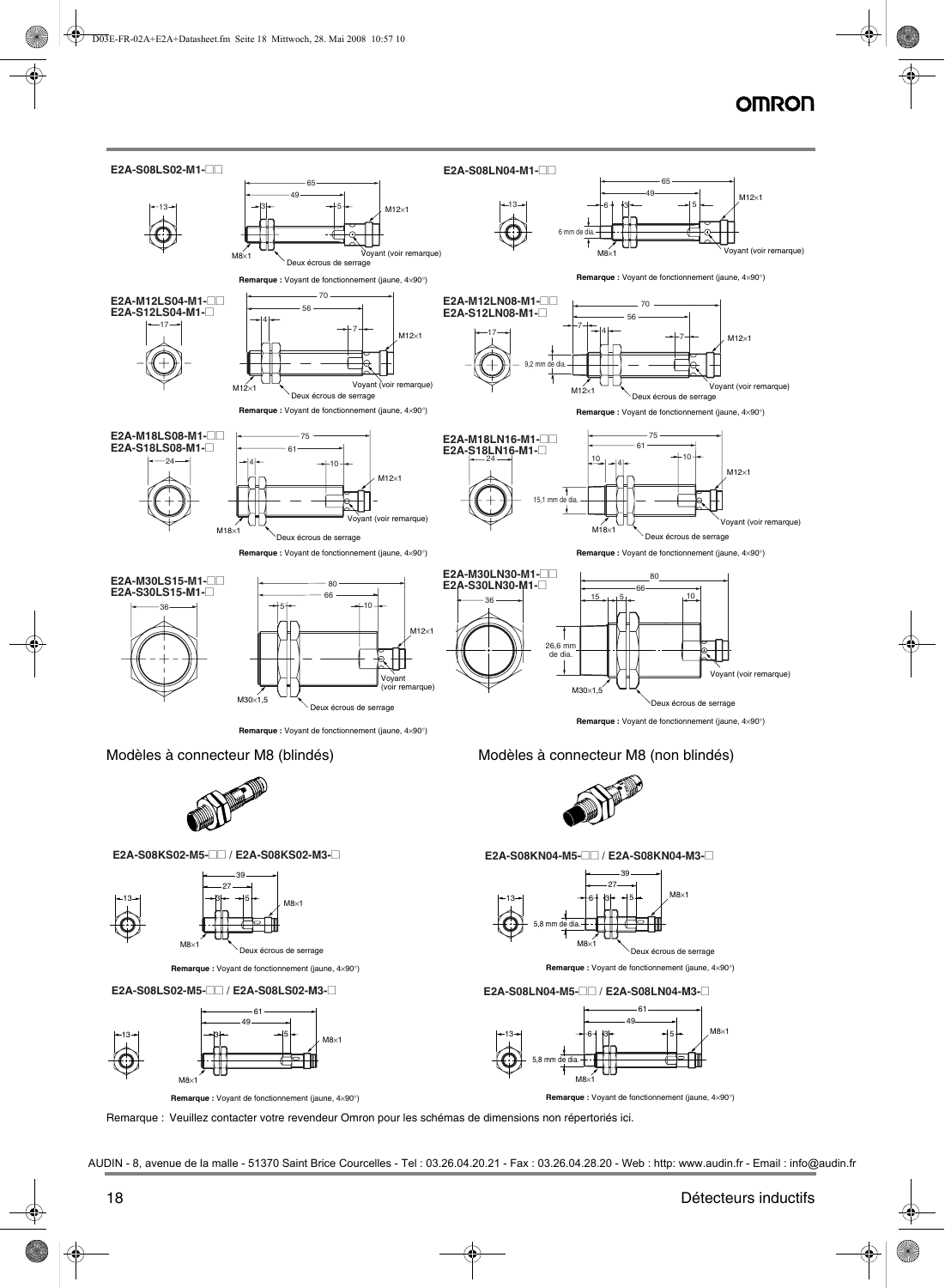**E2A-S08LS02-M1-□□**

65
49
13
3
5
M12×1
M8×1
Deux écrous de serrage
Voyant (voir remarque)

**Remarque :** Voyant de fonctionnement (jaune, 4×90°)

**E2A-S08LN04-M1-□□**

65
49
13
6
3
5
M12×1
6 mm de dia.
M8×1
Voyant (voir remarque)

**Remarque :** Voyant de fonctionnement (jaune, 4×90°)

**E2A-M12LS04-M1-□□**
**E2A-S12LS04-M1-□**

70
56
17
4
7
M12×1
M12×1
Voyant (voir remarque)
Deux écrous de serrage

**Remarque :** Voyant de fonctionnement (jaune, 4×90°)

**E2A-M12LN08-M1-□□**
**E2A-S12LN08-M1-□**

70
56
17
7
4
7
M12×1
9,2 mm de dia.
M12×1
Deux écrous de serrage
Voyant (voir remarque)

**Remarque :** Voyant de fonctionnement (jaune, 4×90°)

**E2A-M18LS08-M1-□□**
**E2A-S18LS08-M1-□**

75
61
24
4
10
M12×1
Voyant (voir remarque)
M18×1
Deux écrous de serrage

**Remarque :** Voyant de fonctionnement (jaune, 4×90°)

**E2A-M18LN16-M1-□□**
**E2A-S18LN16-M1-□**

75
61
24
10
4
10
M12×1
15,1 mm de dia.
Voyant (voir remarque)
M18×1
Deux écrous de serrage

**Remarque :** Voyant de fonctionnement (jaune, 4×90°)

**E2A-M30LS15-M1-□□**
**E2A-S30LS15-M1-□**

80
66
36
5
10
M12×1
Voyant (voir remarque)
M30×1,5
Deux écrous de serrage

**Remarque :** Voyant de fonctionnement (jaune, 4×90°)

**E2A-M30LN30-M1-□□**
**E2A-S30LN30-M1-□**

80
66
36
15
5
10
26,6 mm de dia.
Voyant (voir remarque)
M30×1,5
Deux écrous de serrage

**Remarque :** Voyant de fonctionnement (jaune, 4×90°)

## Modèles à connecteur M8 (blindés)

**E2A-S08KS02-M5-□□ / E2A-S08KS02-M3-□**

39
27
13
3
5
M8×1
M8×1
Deux écrous de serrage

**Remarque :** Voyant de fonctionnement (jaune, 4×90°)

**E2A-S08LS02-M5-□□ / E2A-S08LS02-M3-□**

61
49
13
3
5
M8×1
M8×1

**Remarque :** Voyant de fonctionnement (jaune, 4×90°)

## Modèles à connecteur M8 (non blindés)

**E2A-S08KN04-M5-□□ / E2A-S08KN04-M3-□**

39
27
13
6
3
5
M8×1
5,8 mm de dia.
M8×1
Deux écrous de serrage

**Remarque :** Voyant de fonctionnement (jaune, 4×90°)

**E2A-S08LN04-M5-□□ / E2A-S08LN04-M3-□**

61
49
13
6
3
5
M8×1
5,8 mm de dia.
M8×1

**Remarque :** Voyant de fonctionnement (jaune, 4×90°)

Remarque : Veuillez contacter votre revendeur Omron pour les schémas de dimensions non répertoriés ici.

AUDIN - 8, avenue de la malle - 51370 Saint Brice Courcelles - Tel : 03.26.04.20.21 - Fax : 03.26.04.28.20 - Web : http: www.audin.fr - Email : info@audin.fr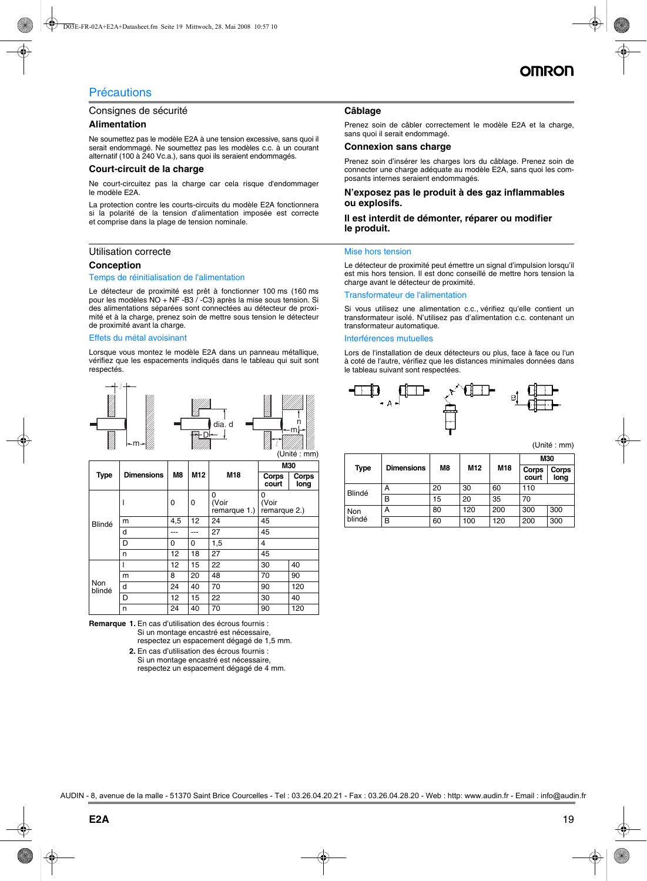# Précautions

## Consignes de sécurité

### Alimentation

Ne soumettez pas le modèle E2A à une tension excessive, sans quoi il serait endommagé. Ne soumettez pas les modèles c.c. à un courant alternatif (100 à 240 Vc.a.), sans quoi ils seraient endommagés.

### Court-circuit de la charge

Ne court-circuitez pas la charge car cela risque d'endommager le modèle E2A.

La protection contre les courts-circuits du modèle E2A fonctionnera si la polarité de la tension d'alimentation imposée est correcte et comprise dans la plage de tension nominale.

### Câblage

Prenez soin de câbler correctement le modèle E2A et la charge, sans quoi il serait endommagé.

### Connexion sans charge

Prenez soin d'insérer les charges lors du câblage. Prenez soin de connecter une charge adéquate au modèle E2A, sans quoi les composants internes seraient endommagés.

### N'exposez pas le produit à des gaz inflammables ou explosifs.

### Il est interdit de démonter, réparer ou modifier le produit.

## Utilisation correcte

### Conception

#### Temps de réinitialisation de l'alimentation

Le détecteur de proximité est prêt à fonctionner 100 ms (160 ms pour les modèles NO + NF -B3 / -C3) après la mise sous tension. Si des alimentations séparées sont connectées au détecteur de proximité et à la charge, prenez soin de mettre sous tension le détecteur de proximité avant la charge.

#### Effets du métal avoisinant

Lorsque vous montez le modèle E2A dans un panneau métallique, vérifiez que les espacements indiqués dans le tableau qui suit sont respectés.

(Unité : mm)

| Type | Dimensions | M8 | M12 | M18 | M30 Corps court | M30 Corps long |
|---|---|---|---|---|---|---|
| Blindé | l | 0 | 0 | 0 (Voir remarque 1.) | 0 (Voir remarque 2.) | |
| | m | 4,5 | 12 | 24 | 45 | |
| | d | --- | --- | 27 | 45 | |
| | D | 0 | 0 | 1,5 | 4 | |
| | n | 12 | 18 | 27 | 45 | |
| Non blindé | l | 12 | 15 | 22 | 30 | 40 |
| | m | 8 | 20 | 48 | 70 | 90 |
| | d | 24 | 40 | 70 | 90 | 120 |
| | D | 12 | 15 | 22 | 30 | 40 |
| | n | 24 | 40 | 70 | 90 | 120 |

**Remarque**
1. En cas d'utilisation des écrous fournis : Si un montage encastré est nécessaire, respectez un espacement dégagé de 1,5 mm.
2. En cas d'utilisation des écrous fournis : Si un montage encastré est nécessaire, respectez un espacement dégagé de 4 mm.

#### Mise hors tension

Le détecteur de proximité peut émettre un signal d'impulsion lorsqu'il est mis hors tension. Il est donc conseillé de mettre hors tension la charge avant le détecteur de proximité.

#### Transformateur de l'alimentation

Si vous utilisez une alimentation c.c., vérifiez qu'elle contient un transformateur isolé. N'utilisez pas d'alimentation c.c. contenant un transformateur automatique.

#### Interférences mutuelles

Lors de l'installation de deux détecteurs ou plus, face à face ou l'un à coté de l'autre, vérifiez que les distances minimales données dans le tableau suivant sont respectées.

(Unité : mm)

| Type | Dimensions | M8 | M12 | M18 | M30 Corps court | M30 Corps long |
|---|---|---|---|---|---|---|
| Blindé | A | 20 | 30 | 60 | 110 | |
| | B | 15 | 20 | 35 | 70 | |
| Non blindé | A | 80 | 120 | 200 | 300 | 300 |
| | B | 60 | 100 | 120 | 200 | 300 |

AUDIN - 8, avenue de la malle - 51370 Saint Brice Courcelles - Tel : 03.26.04.20.21 - Fax : 03.26.04.28.20 - Web : http: www.audin.fr - Email : info@audin.fr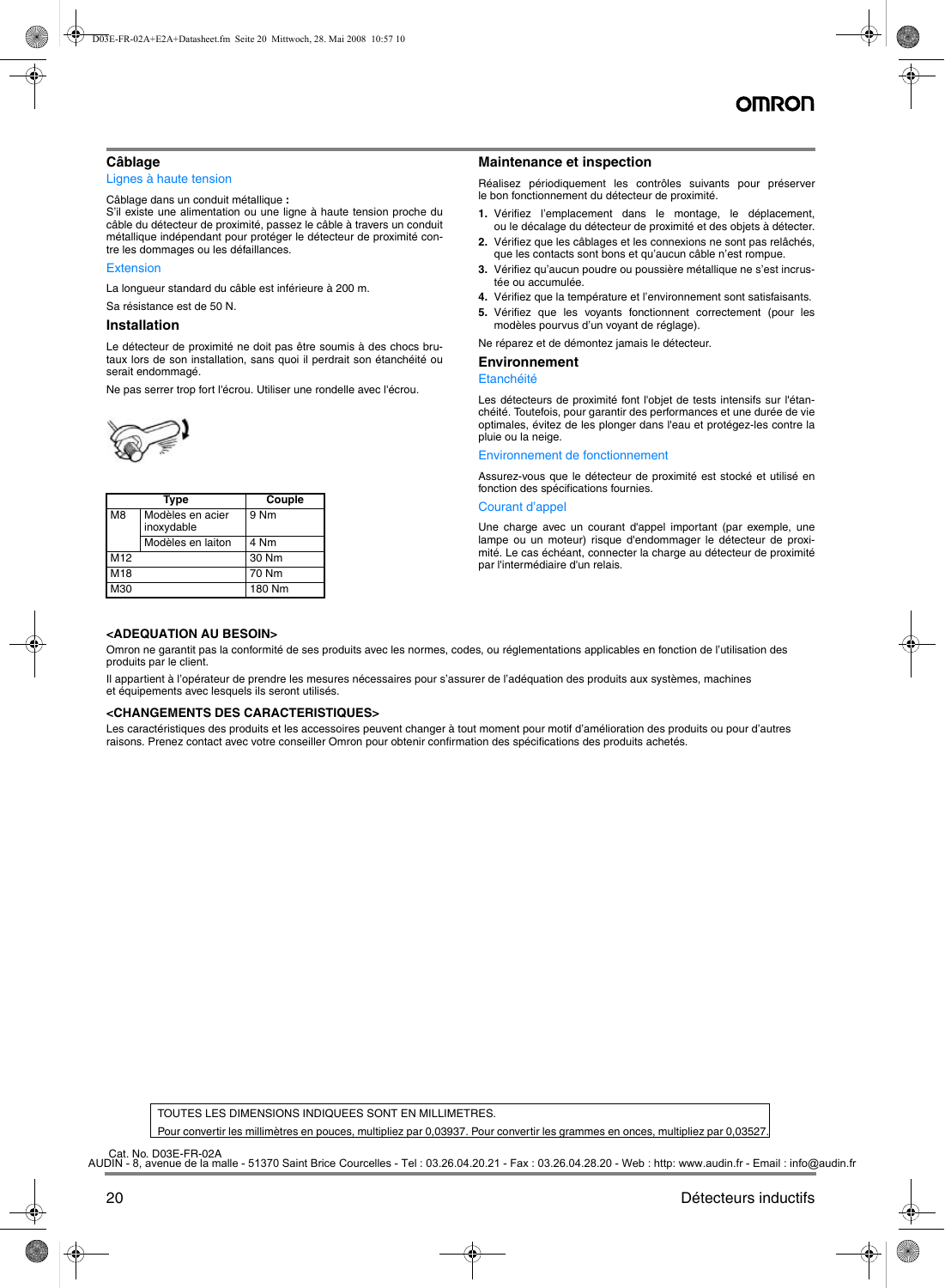## Câblage

### Lignes à haute tension

Câblage dans un conduit métallique **:**
S'il existe une alimentation ou une ligne à haute tension proche du câble du détecteur de proximité, passez le câble à travers un conduit métallique indépendant pour protéger le détecteur de proximité contre les dommages ou les défaillances.

### Extension

La longueur standard du câble est inférieure à 200 m.

Sa résistance est de 50 N.

## Installation

Le détecteur de proximité ne doit pas être soumis à des chocs brutaux lors de son installation, sans quoi il perdrait son étanchéité ou serait endommagé.

Ne pas serrer trop fort l'écrou. Utiliser une rondelle avec l'écrou.

| Type | | Couple |
|---|---|---|
| M8 | Modèles en acier inoxydable | 9 Nm |
| | Modèles en laiton | 4 Nm |
| M12 | | 30 Nm |
| M18 | | 70 Nm |
| M30 | | 180 Nm |

## Maintenance et inspection

Réalisez périodiquement les contrôles suivants pour préserver le bon fonctionnement du détecteur de proximité.

1. Vérifiez l'emplacement dans le montage, le déplacement, ou le décalage du détecteur de proximité et des objets à détecter.
2. Vérifiez que les câblages et les connexions ne sont pas relâchés, que les contacts sont bons et qu'aucun câble n'est rompue.
3. Vérifiez qu'aucun poudre ou poussière métallique ne s'est incrustée ou accumulée.
4. Vérifiez que la température et l'environnement sont satisfaisants.
5. Vérifiez que les voyants fonctionnent correctement (pour les modèles pourvus d'un voyant de réglage).

Ne réparez et de démontez jamais le détecteur.

## Environnement

### Etanchéité

Les détecteurs de proximité font l'objet de tests intensifs sur l'étanchéité. Toutefois, pour garantir des performances et une durée de vie optimales, évitez de les plonger dans l'eau et protégez-les contre la pluie ou la neige.

### Environnement de fonctionnement

Assurez-vous que le détecteur de proximité est stocké et utilisé en fonction des spécifications fournies.

### Courant d'appel

Une charge avec un courant d'appel important (par exemple, une lampe ou un moteur) risque d'endommager le détecteur de proximité. Le cas échéant, connecter la charge au détecteur de proximité par l'intermédiaire d'un relais.

**<ADEQUATION AU BESOIN>**

Omron ne garantit pas la conformité de ses produits avec les normes, codes, ou réglementations applicables en fonction de l'utilisation des produits par le client.

Il appartient à l'opérateur de prendre les mesures nécessaires pour s'assurer de l'adéquation des produits aux systèmes, machines et équipements avec lesquels ils seront utilisés.

**<CHANGEMENTS DES CARACTERISTIQUES>**

Les caractéristiques des produits et les accessoires peuvent changer à tout moment pour motif d'amélioration des produits ou pour d'autres raisons. Prenez contact avec votre conseiller Omron pour obtenir confirmation des spécifications des produits achetés.

TOUTES LES DIMENSIONS INDIQUEES SONT EN MILLIMETRES.

Pour convertir les millimètres en pouces, multipliez par 0,03937. Pour convertir les grammes en onces, multipliez par 0,03527.

Cat. No. D03E-FR-02A

AUDIN - 8, avenue de la malle - 51370 Saint Brice Courcelles - Tel : 03.26.04.20.21 - Fax : 03.26.04.28.20 - Web : http: www.audin.fr - Email : info@audin.fr